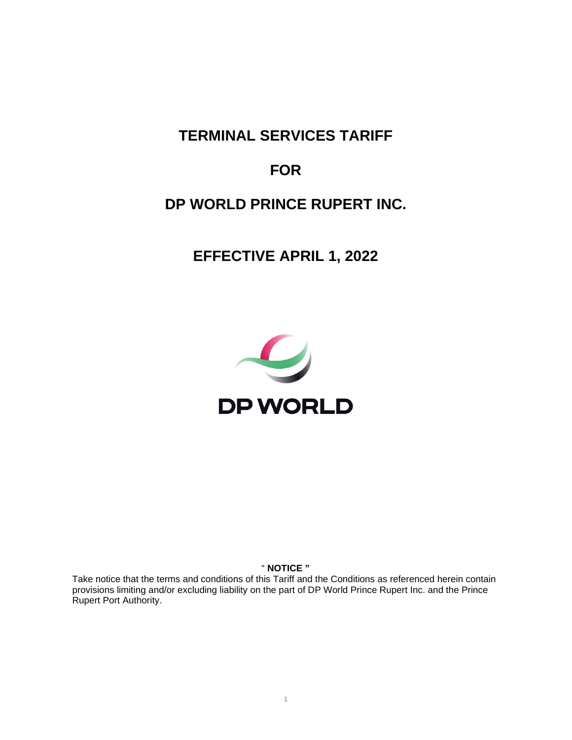# TERMINAL SERVICES TARIFF

# FOR

# DP WORLD PRINCE RUPERT INC.

## EFFECTIVE APRIL 1, 2022

DP WORLD

" **NOTICE** "

Take notice that the terms and conditions of this Tariff and the Conditions as referenced herein contain provisions limiting and/or excluding liability on the part of DP World Prince Rupert Inc. and the Prince Rupert Port Authority.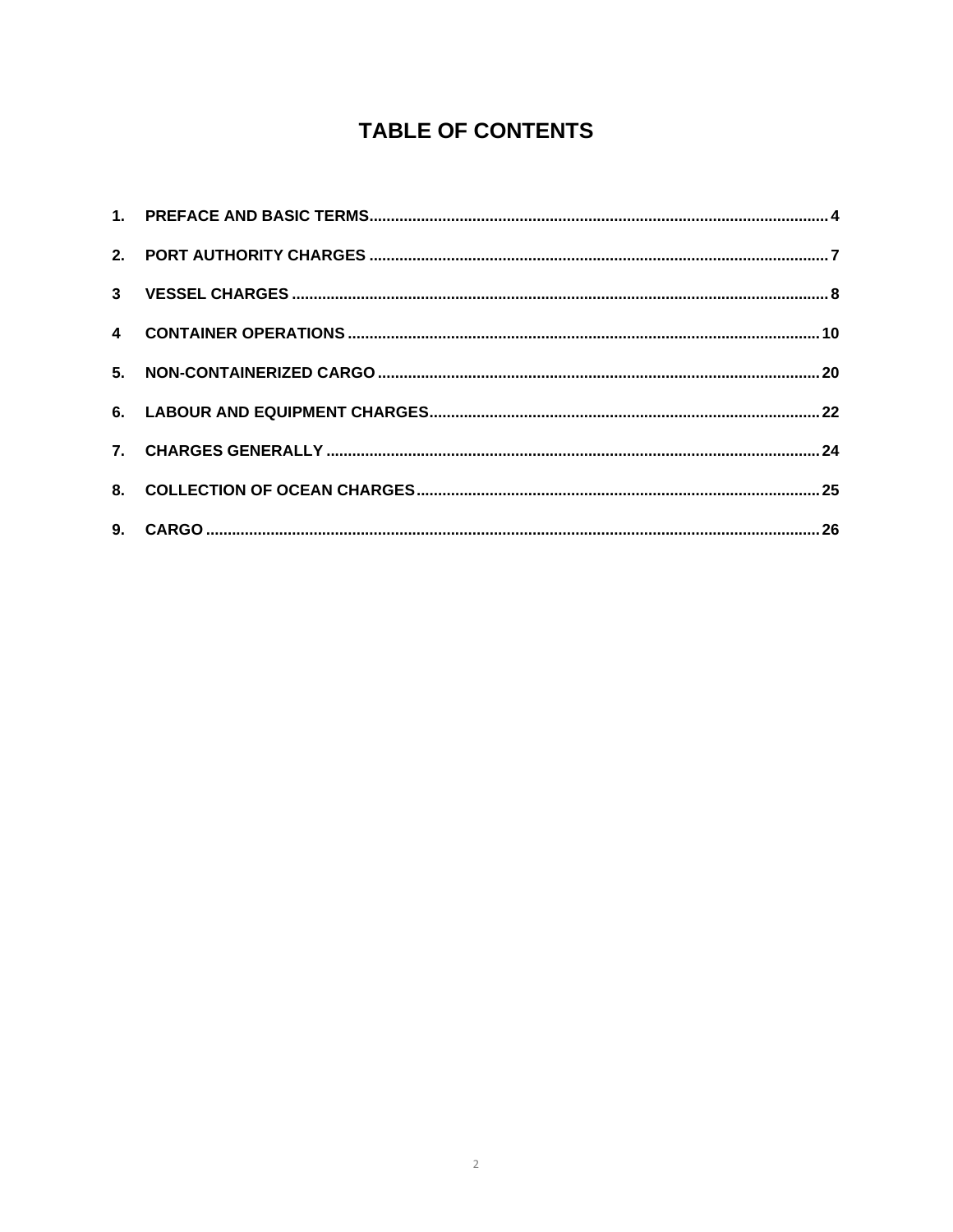# TABLE OF CONTENTS

1. PREFACE AND BASIC TERMS .......... 4
2. PORT AUTHORITY CHARGES .......... 7
3 VESSEL CHARGES .......... 8
4 CONTAINER OPERATIONS .......... 10
5. NON-CONTAINERIZED CARGO .......... 20
6. LABOUR AND EQUIPMENT CHARGES .......... 22
7. CHARGES GENERALLY .......... 24
8. COLLECTION OF OCEAN CHARGES .......... 25
9. CARGO .......... 26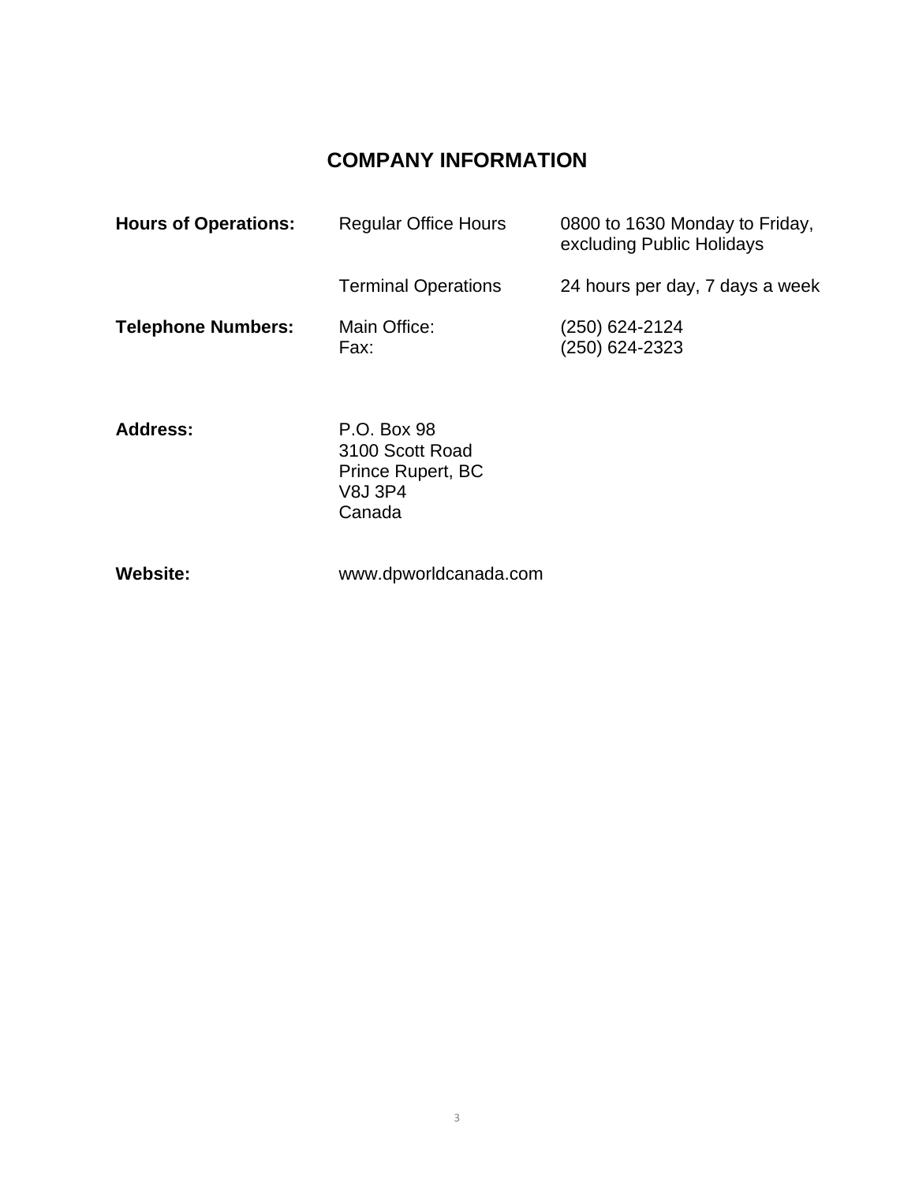# COMPANY INFORMATION

| | | |
|---|---|---|
| **Hours of Operations:** | Regular Office Hours | 0800 to 1630 Monday to Friday, excluding Public Holidays |
| | Terminal Operations | 24 hours per day, 7 days a week |
| **Telephone Numbers:** | Main Office:<br>Fax: | (250) 624-2124<br>(250) 624-2323 |
| **Address:** | P.O. Box 98<br>3100 Scott Road<br>Prince Rupert, BC<br>V8J 3P4<br>Canada | |
| **Website:** | www.dpworldcanada.com | |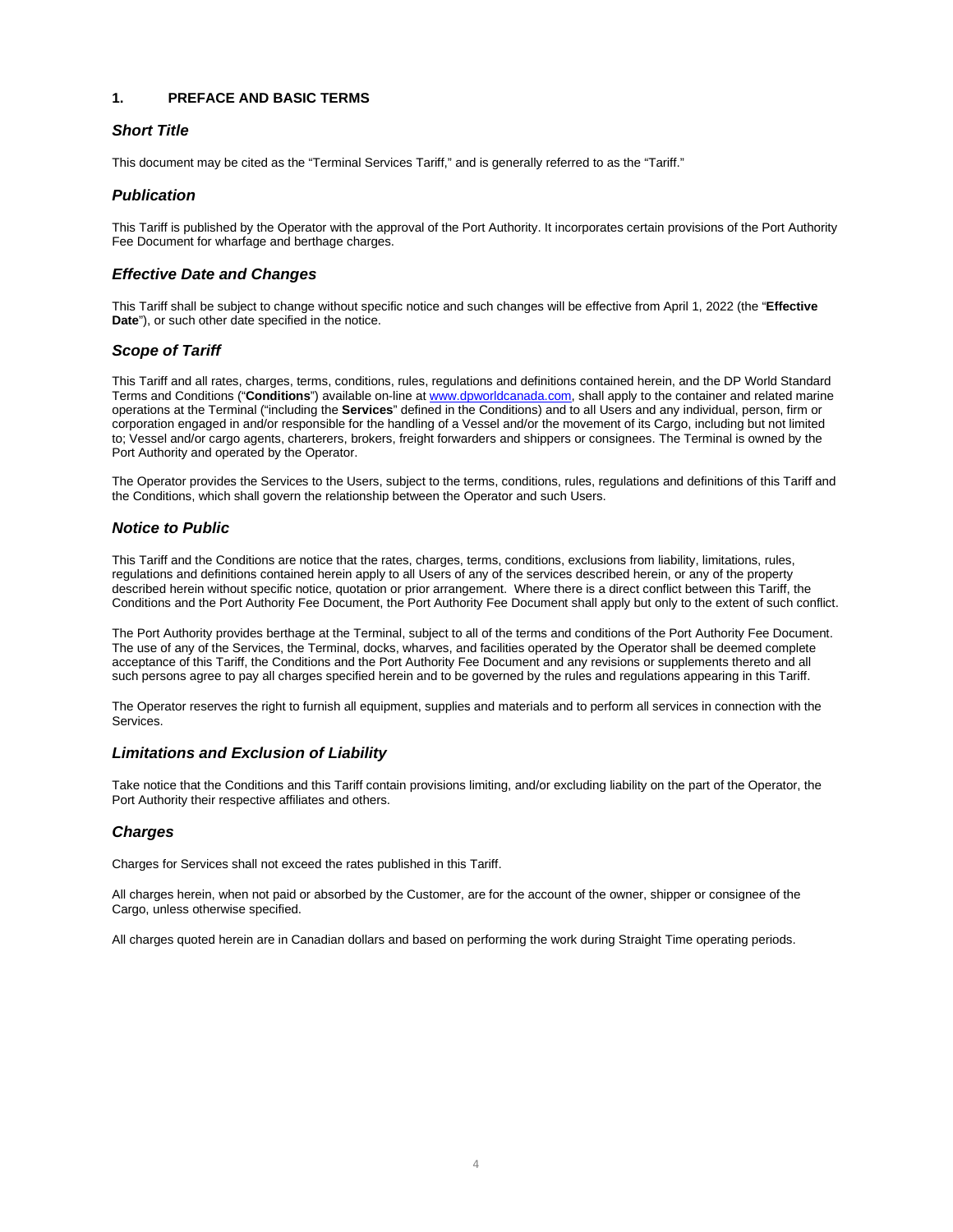## 1. PREFACE AND BASIC TERMS

### *Short Title*

This document may be cited as the “Terminal Services Tariff,” and is generally referred to as the “Tariff.”

### *Publication*

This Tariff is published by the Operator with the approval of the Port Authority. It incorporates certain provisions of the Port Authority Fee Document for wharfage and berthage charges.

### *Effective Date and Changes*

This Tariff shall be subject to change without specific notice and such changes will be effective from April 1, 2022 (the “**Effective Date**”), or such other date specified in the notice.

### *Scope of Tariff*

This Tariff and all rates, charges, terms, conditions, rules, regulations and definitions contained herein, and the DP World Standard Terms and Conditions (“**Conditions**”) available on-line at [www.dpworldcanada.com](http://www.dpworldcanada.com), shall apply to the container and related marine operations at the Terminal (“including the **Services**” defined in the Conditions) and to all Users and any individual, person, firm or corporation engaged in and/or responsible for the handling of a Vessel and/or the movement of its Cargo, including but not limited to; Vessel and/or cargo agents, charterers, brokers, freight forwarders and shippers or consignees. The Terminal is owned by the Port Authority and operated by the Operator.

The Operator provides the Services to the Users, subject to the terms, conditions, rules, regulations and definitions of this Tariff and the Conditions, which shall govern the relationship between the Operator and such Users.

### *Notice to Public*

This Tariff and the Conditions are notice that the rates, charges, terms, conditions, exclusions from liability, limitations, rules, regulations and definitions contained herein apply to all Users of any of the services described herein, or any of the property described herein without specific notice, quotation or prior arrangement. Where there is a direct conflict between this Tariff, the Conditions and the Port Authority Fee Document, the Port Authority Fee Document shall apply but only to the extent of such conflict.

The Port Authority provides berthage at the Terminal, subject to all of the terms and conditions of the Port Authority Fee Document. The use of any of the Services, the Terminal, docks, wharves, and facilities operated by the Operator shall be deemed complete acceptance of this Tariff, the Conditions and the Port Authority Fee Document and any revisions or supplements thereto and all such persons agree to pay all charges specified herein and to be governed by the rules and regulations appearing in this Tariff.

The Operator reserves the right to furnish all equipment, supplies and materials and to perform all services in connection with the Services.

### *Limitations and Exclusion of Liability*

Take notice that the Conditions and this Tariff contain provisions limiting, and/or excluding liability on the part of the Operator, the Port Authority their respective affiliates and others.

### *Charges*

Charges for Services shall not exceed the rates published in this Tariff.

All charges herein, when not paid or absorbed by the Customer, are for the account of the owner, shipper or consignee of the Cargo, unless otherwise specified.

All charges quoted herein are in Canadian dollars and based on performing the work during Straight Time operating periods.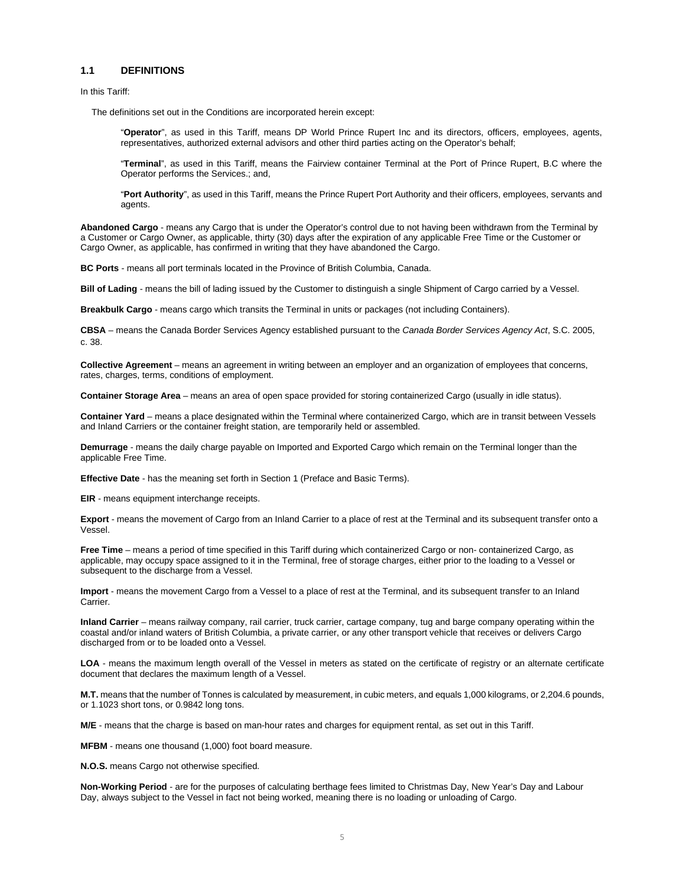### 1.1 DEFINITIONS

In this Tariff:

The definitions set out in the Conditions are incorporated herein except:

> "**Operator**", as used in this Tariff, means DP World Prince Rupert Inc and its directors, officers, employees, agents, representatives, authorized external advisors and other third parties acting on the Operator's behalf;
>
> "**Terminal**", as used in this Tariff, means the Fairview container Terminal at the Port of Prince Rupert, B.C where the Operator performs the Services.; and,
>
> "**Port Authority**", as used in this Tariff, means the Prince Rupert Port Authority and their officers, employees, servants and agents.

**Abandoned Cargo** - means any Cargo that is under the Operator's control due to not having been withdrawn from the Terminal by a Customer or Cargo Owner, as applicable, thirty (30) days after the expiration of any applicable Free Time or the Customer or Cargo Owner, as applicable, has confirmed in writing that they have abandoned the Cargo.

**BC Ports** - means all port terminals located in the Province of British Columbia, Canada.

**Bill of Lading** - means the bill of lading issued by the Customer to distinguish a single Shipment of Cargo carried by a Vessel.

**Breakbulk Cargo** - means cargo which transits the Terminal in units or packages (not including Containers).

**CBSA** – means the Canada Border Services Agency established pursuant to the *Canada Border Services Agency Act*, S.C. 2005, c. 38.

**Collective Agreement** – means an agreement in writing between an employer and an organization of employees that concerns, rates, charges, terms, conditions of employment.

**Container Storage Area** – means an area of open space provided for storing containerized Cargo (usually in idle status).

**Container Yard** – means a place designated within the Terminal where containerized Cargo, which are in transit between Vessels and Inland Carriers or the container freight station, are temporarily held or assembled.

**Demurrage** - means the daily charge payable on Imported and Exported Cargo which remain on the Terminal longer than the applicable Free Time.

**Effective Date** - has the meaning set forth in Section 1 (Preface and Basic Terms).

**EIR** - means equipment interchange receipts.

**Export** - means the movement of Cargo from an Inland Carrier to a place of rest at the Terminal and its subsequent transfer onto a Vessel.

**Free Time** – means a period of time specified in this Tariff during which containerized Cargo or non- containerized Cargo, as applicable, may occupy space assigned to it in the Terminal, free of storage charges, either prior to the loading to a Vessel or subsequent to the discharge from a Vessel.

**Import** - means the movement Cargo from a Vessel to a place of rest at the Terminal, and its subsequent transfer to an Inland Carrier.

**Inland Carrier** – means railway company, rail carrier, truck carrier, cartage company, tug and barge company operating within the coastal and/or inland waters of British Columbia, a private carrier, or any other transport vehicle that receives or delivers Cargo discharged from or to be loaded onto a Vessel.

**LOA** - means the maximum length overall of the Vessel in meters as stated on the certificate of registry or an alternate certificate document that declares the maximum length of a Vessel.

**M.T.** means that the number of Tonnes is calculated by measurement, in cubic meters, and equals 1,000 kilograms, or 2,204.6 pounds, or 1.1023 short tons, or 0.9842 long tons.

**M/E** - means that the charge is based on man-hour rates and charges for equipment rental, as set out in this Tariff.

**MFBM** - means one thousand (1,000) foot board measure.

**N.O.S.** means Cargo not otherwise specified.

**Non-Working Period** - are for the purposes of calculating berthage fees limited to Christmas Day, New Year's Day and Labour Day, always subject to the Vessel in fact not being worked, meaning there is no loading or unloading of Cargo.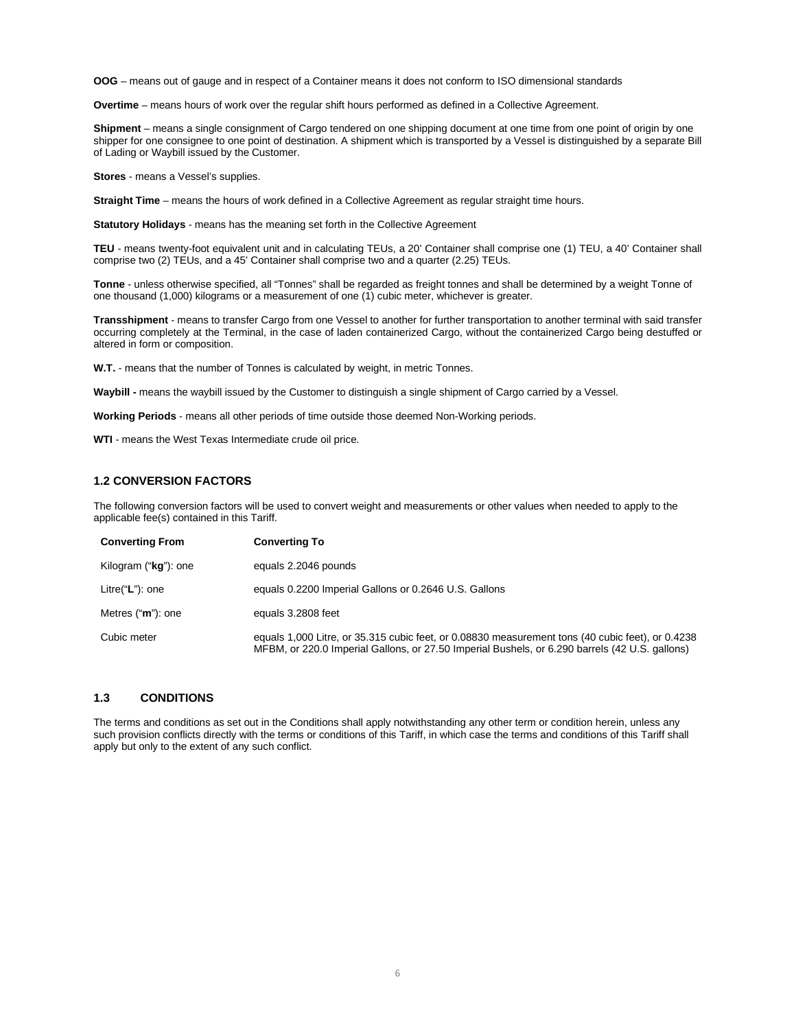**OOG** – means out of gauge and in respect of a Container means it does not conform to ISO dimensional standards

**Overtime** – means hours of work over the regular shift hours performed as defined in a Collective Agreement.

**Shipment** – means a single consignment of Cargo tendered on one shipping document at one time from one point of origin by one shipper for one consignee to one point of destination. A shipment which is transported by a Vessel is distinguished by a separate Bill of Lading or Waybill issued by the Customer.

**Stores** - means a Vessel's supplies.

**Straight Time** – means the hours of work defined in a Collective Agreement as regular straight time hours.

**Statutory Holidays** - means has the meaning set forth in the Collective Agreement

**TEU** - means twenty-foot equivalent unit and in calculating TEUs, a 20' Container shall comprise one (1) TEU, a 40' Container shall comprise two (2) TEUs, and a 45' Container shall comprise two and a quarter (2.25) TEUs.

**Tonne** - unless otherwise specified, all "Tonnes" shall be regarded as freight tonnes and shall be determined by a weight Tonne of one thousand (1,000) kilograms or a measurement of one (1) cubic meter, whichever is greater.

**Transshipment** - means to transfer Cargo from one Vessel to another for further transportation to another terminal with said transfer occurring completely at the Terminal, in the case of laden containerized Cargo, without the containerized Cargo being destuffed or altered in form or composition.

**W.T.** - means that the number of Tonnes is calculated by weight, in metric Tonnes.

**Waybill -** means the waybill issued by the Customer to distinguish a single shipment of Cargo carried by a Vessel.

**Working Periods** - means all other periods of time outside those deemed Non-Working periods.

**WTI** - means the West Texas Intermediate crude oil price.

### 1.2 CONVERSION FACTORS

The following conversion factors will be used to convert weight and measurements or other values when needed to apply to the applicable fee(s) contained in this Tariff.

| Converting From | Converting To |
|---|---|
| Kilogram ("**kg**"): one | equals 2.2046 pounds |
| Litre("**L**"): one | equals 0.2200 Imperial Gallons or 0.2646 U.S. Gallons |
| Metres ("**m**"): one | equals 3.2808 feet |
| Cubic meter | equals 1,000 Litre, or 35.315 cubic feet, or 0.08830 measurement tons (40 cubic feet), or 0.4238 MFBM, or 220.0 Imperial Gallons, or 27.50 Imperial Bushels, or 6.290 barrels (42 U.S. gallons) |

### 1.3 CONDITIONS

The terms and conditions as set out in the Conditions shall apply notwithstanding any other term or condition herein, unless any such provision conflicts directly with the terms or conditions of this Tariff, in which case the terms and conditions of this Tariff shall apply but only to the extent of any such conflict.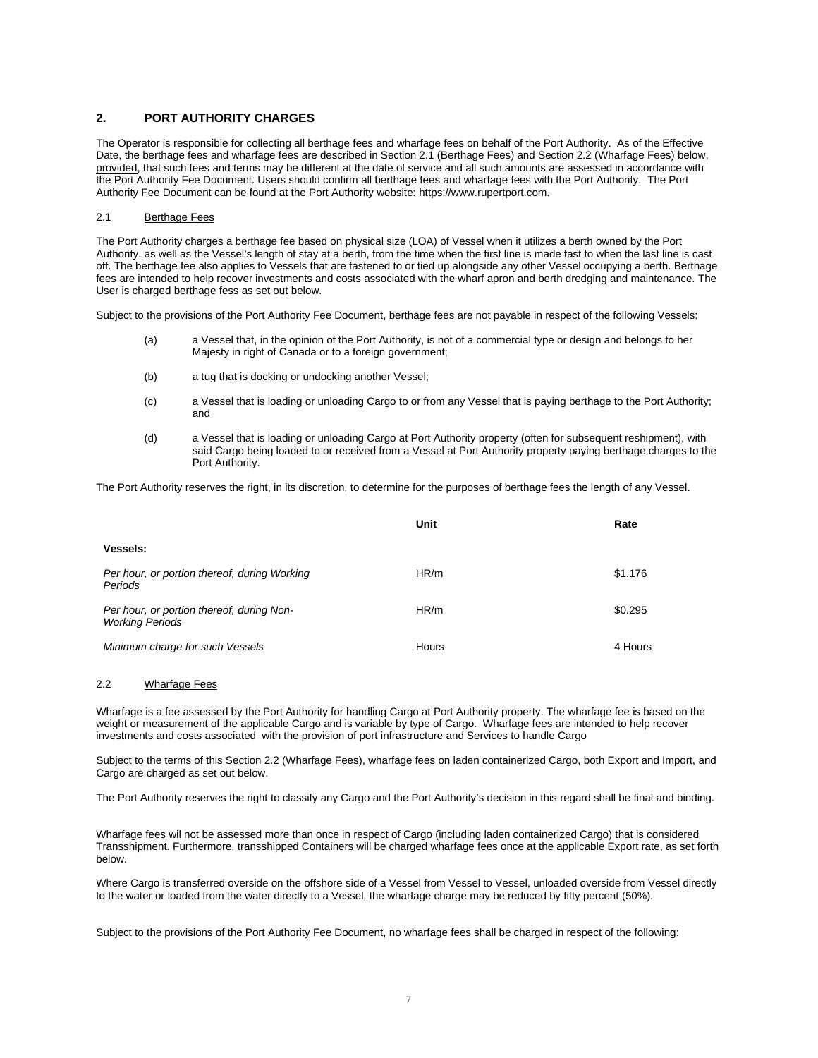## 2. PORT AUTHORITY CHARGES

The Operator is responsible for collecting all berthage fees and wharfage fees on behalf of the Port Authority. As of the Effective Date, the berthage fees and wharfage fees are described in Section 2.1 (Berthage Fees) and Section 2.2 (Wharfage Fees) below, provided, that such fees and terms may be different at the date of service and all such amounts are assessed in accordance with the Port Authority Fee Document. Users should confirm all berthage fees and wharfage fees with the Port Authority. The Port Authority Fee Document can be found at the Port Authority website: https://www.rupertport.com.

### 2.1 Berthage Fees

The Port Authority charges a berthage fee based on physical size (LOA) of Vessel when it utilizes a berth owned by the Port Authority, as well as the Vessel's length of stay at a berth, from the time when the first line is made fast to when the last line is cast off. The berthage fee also applies to Vessels that are fastened to or tied up alongside any other Vessel occupying a berth. Berthage fees are intended to help recover investments and costs associated with the wharf apron and berth dredging and maintenance. The User is charged berthage fess as set out below.

Subject to the provisions of the Port Authority Fee Document, berthage fees are not payable in respect of the following Vessels:

(a) a Vessel that, in the opinion of the Port Authority, is not of a commercial type or design and belongs to her Majesty in right of Canada or to a foreign government;

(b) a tug that is docking or undocking another Vessel;

(c) a Vessel that is loading or unloading Cargo to or from any Vessel that is paying berthage to the Port Authority; and

(d) a Vessel that is loading or unloading Cargo at Port Authority property (often for subsequent reshipment), with said Cargo being loaded to or received from a Vessel at Port Authority property paying berthage charges to the Port Authority.

The Port Authority reserves the right, in its discretion, to determine for the purposes of berthage fees the length of any Vessel.

| | Unit | Rate |
|---|---|---|
| **Vessels:** | | |
| *Per hour, or portion thereof, during Working Periods* | HR/m | $1.176 |
| *Per hour, or portion thereof, during Non-Working Periods* | HR/m | $0.295 |
| *Minimum charge for such Vessels* | Hours | 4 Hours |

### 2.2 Wharfage Fees

Wharfage is a fee assessed by the Port Authority for handling Cargo at Port Authority property. The wharfage fee is based on the weight or measurement of the applicable Cargo and is variable by type of Cargo. Wharfage fees are intended to help recover investments and costs associated with the provision of port infrastructure and Services to handle Cargo

Subject to the terms of this Section 2.2 (Wharfage Fees), wharfage fees on laden containerized Cargo, both Export and Import, and Cargo are charged as set out below.

The Port Authority reserves the right to classify any Cargo and the Port Authority's decision in this regard shall be final and binding.

Wharfage fees wil not be assessed more than once in respect of Cargo (including laden containerized Cargo) that is considered Transshipment. Furthermore, transshipped Containers will be charged wharfage fees once at the applicable Export rate, as set forth below.

Where Cargo is transferred overside on the offshore side of a Vessel from Vessel to Vessel, unloaded overside from Vessel directly to the water or loaded from the water directly to a Vessel, the wharfage charge may be reduced by fifty percent (50%).

Subject to the provisions of the Port Authority Fee Document, no wharfage fees shall be charged in respect of the following: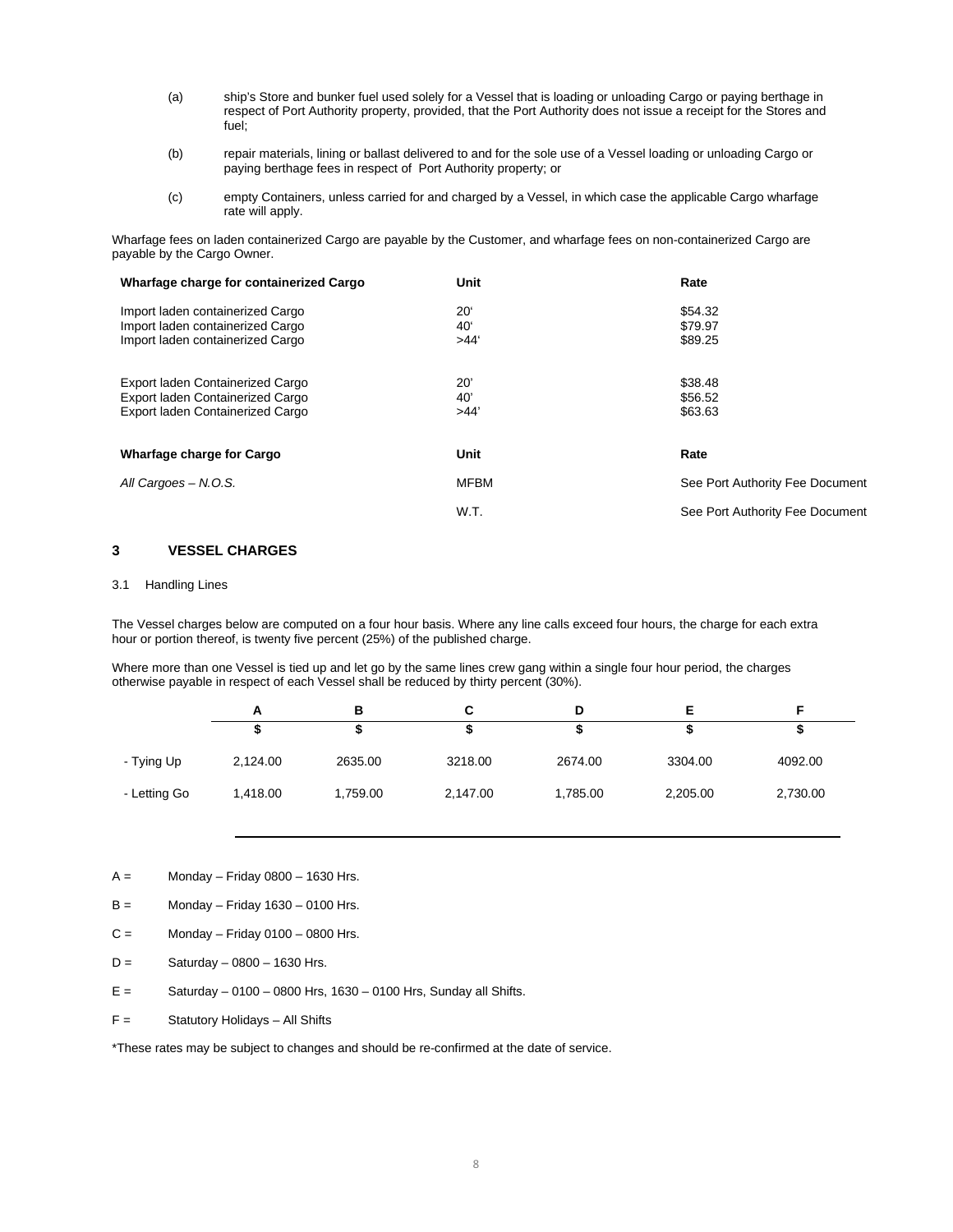(a) ship's Store and bunker fuel used solely for a Vessel that is loading or unloading Cargo or paying berthage in respect of Port Authority property, provided, that the Port Authority does not issue a receipt for the Stores and fuel;

(b) repair materials, lining or ballast delivered to and for the sole use of a Vessel loading or unloading Cargo or paying berthage fees in respect of Port Authority property; or

(c) empty Containers, unless carried for and charged by a Vessel, in which case the applicable Cargo wharfage rate will apply.

Wharfage fees on laden containerized Cargo are payable by the Customer, and wharfage fees on non-containerized Cargo are payable by the Cargo Owner.

| Wharfage charge for containerized Cargo | Unit | Rate |
|---|---|---|
| Import laden containerized Cargo | 20' | $54.32 |
| Import laden containerized Cargo | 40' | $79.97 |
| Import laden containerized Cargo | >44' | $89.25 |
| Export laden Containerized Cargo | 20' | $38.48 |
| Export laden Containerized Cargo | 40' | $56.52 |
| Export laden Containerized Cargo | >44' | $63.63 |

| Wharfage charge for Cargo | Unit | Rate |
|---|---|---|
| *All Cargoes – N.O.S.* | MFBM | See Port Authority Fee Document |
| | W.T. | See Port Authority Fee Document |

## 3 VESSEL CHARGES

3.1 Handling Lines

The Vessel charges below are computed on a four hour basis. Where any line calls exceed four hours, the charge for each extra hour or portion thereof, is twenty five percent (25%) of the published charge.

Where more than one Vessel is tied up and let go by the same lines crew gang within a single four hour period, the charges otherwise payable in respect of each Vessel shall be reduced by thirty percent (30%).

| | A | B | C | D | E | F |
|---|---|---|---|---|---|---|
| | $ | $ | $ | $ | $ | $ |
| - Tying Up | 2,124.00 | 2635.00 | 3218.00 | 2674.00 | 3304.00 | 4092.00 |
| - Letting Go | 1,418.00 | 1,759.00 | 2,147.00 | 1,785.00 | 2,205.00 | 2,730.00 |

A = Monday – Friday 0800 – 1630 Hrs.

B = Monday – Friday 1630 – 0100 Hrs.

C = Monday – Friday 0100 – 0800 Hrs.

D = Saturday – 0800 – 1630 Hrs.

E = Saturday – 0100 – 0800 Hrs, 1630 – 0100 Hrs, Sunday all Shifts.

F = Statutory Holidays – All Shifts

*These rates may be subject to changes and should be re-confirmed at the date of service.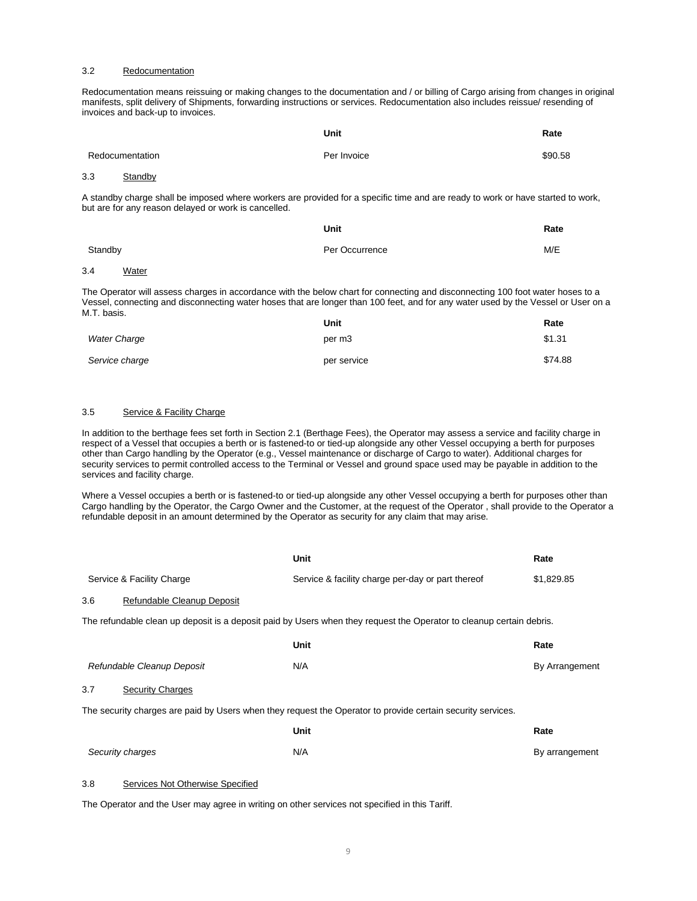### 3.2 Redocumentation

Redocumentation means reissuing or making changes to the documentation and / or billing of Cargo arising from changes in original manifests, split delivery of Shipments, forwarding instructions or services. Redocumentation also includes reissue/ resending of invoices and back-up to invoices.

| | Unit | Rate |
|---|---|---|
| Redocumentation | Per Invoice | $90.58 |

### 3.3 Standby

A standby charge shall be imposed where workers are provided for a specific time and are ready to work or have started to work, but are for any reason delayed or work is cancelled.

| | Unit | Rate |
|---|---|---|
| Standby | Per Occurrence | M/E |

### 3.4 Water

The Operator will assess charges in accordance with the below chart for connecting and disconnecting 100 foot water hoses to a Vessel, connecting and disconnecting water hoses that are longer than 100 feet, and for any water used by the Vessel or User on a M.T. basis.

| | Unit | Rate |
|---|---|---|
| *Water Charge* | per m3 | $1.31 |
| *Service charge* | per service | $74.88 |

### 3.5 Service & Facility Charge

In addition to the berthage fees set forth in Section 2.1 (Berthage Fees), the Operator may assess a service and facility charge in respect of a Vessel that occupies a berth or is fastened-to or tied-up alongside any other Vessel occupying a berth for purposes other than Cargo handling by the Operator (e.g., Vessel maintenance or discharge of Cargo to water). Additional charges for security services to permit controlled access to the Terminal or Vessel and ground space used may be payable in addition to the services and facility charge.

Where a Vessel occupies a berth or is fastened-to or tied-up alongside any other Vessel occupying a berth for purposes other than Cargo handling by the Operator, the Cargo Owner and the Customer, at the request of the Operator , shall provide to the Operator a refundable deposit in an amount determined by the Operator as security for any claim that may arise.

| | Unit | Rate |
|---|---|---|
| Service & Facility Charge | Service & facility charge per-day or part thereof | $1,829.85 |

### 3.6 Refundable Cleanup Deposit

The refundable clean up deposit is a deposit paid by Users when they request the Operator to cleanup certain debris.

| | Unit | Rate |
|---|---|---|
| *Refundable Cleanup Deposit* | N/A | By Arrangement |

### 3.7 Security Charges

The security charges are paid by Users when they request the Operator to provide certain security services.

| | Unit | Rate |
|---|---|---|
| *Security charges* | N/A | By arrangement |

### 3.8 Services Not Otherwise Specified

The Operator and the User may agree in writing on other services not specified in this Tariff.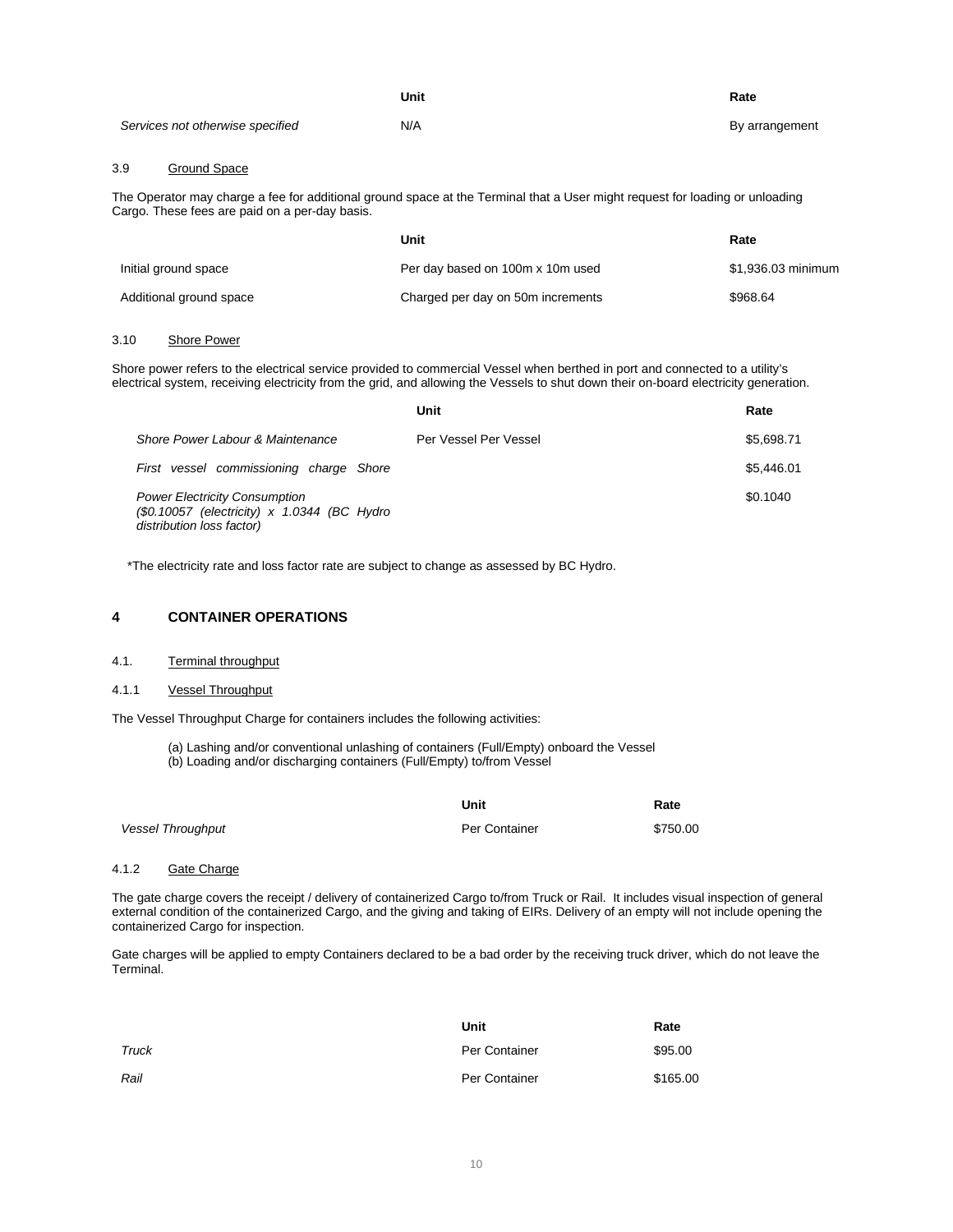| | Unit | Rate |
|---|---|---|
| *Services not otherwise specified* | N/A | By arrangement |

3.9 Ground Space

The Operator may charge a fee for additional ground space at the Terminal that a User might request for loading or unloading Cargo. These fees are paid on a per-day basis.

| | Unit | Rate |
|---|---|---|
| Initial ground space | Per day based on 100m x 10m used | $1,936.03 minimum |
| Additional ground space | Charged per day on 50m increments | $968.64 |

3.10 Shore Power

Shore power refers to the electrical service provided to commercial Vessel when berthed in port and connected to a utility's electrical system, receiving electricity from the grid, and allowing the Vessels to shut down their on-board electricity generation.

| | Unit | Rate |
|---|---|---|
| *Shore Power Labour & Maintenance* | Per Vessel Per Vessel | $5,698.71 |
| *First vessel commissioning charge Shore* | | $5,446.01 |
| *Power Electricity Consumption ($0.10057 (electricity) x 1.0344 (BC Hydro distribution loss factor)* | | $0.1040 |

*The electricity rate and loss factor rate are subject to change as assessed by BC Hydro.

## 4 CONTAINER OPERATIONS

4.1. Terminal throughput

4.1.1 Vessel Throughput

The Vessel Throughput Charge for containers includes the following activities:

(a) Lashing and/or conventional unlashing of containers (Full/Empty) onboard the Vessel
(b) Loading and/or discharging containers (Full/Empty) to/from Vessel

| | Unit | Rate |
|---|---|---|
| *Vessel Throughput* | Per Container | $750.00 |

4.1.2 Gate Charge

The gate charge covers the receipt / delivery of containerized Cargo to/from Truck or Rail. It includes visual inspection of general external condition of the containerized Cargo, and the giving and taking of EIRs. Delivery of an empty will not include opening the containerized Cargo for inspection.

Gate charges will be applied to empty Containers declared to be a bad order by the receiving truck driver, which do not leave the Terminal.

| | Unit | Rate |
|---|---|---|
| *Truck* | Per Container | $95.00 |
| *Rail* | Per Container | $165.00 |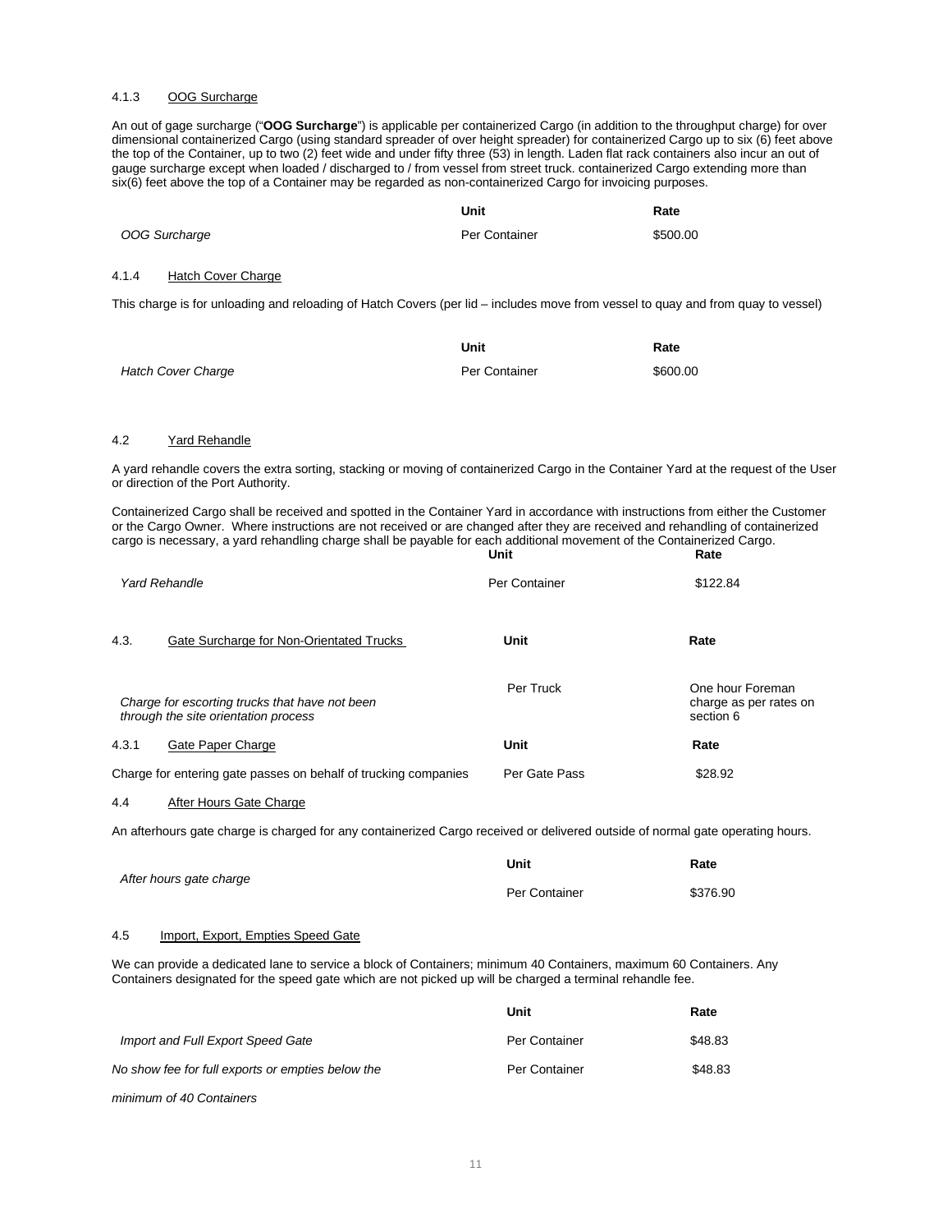#### 4.1.3 OOG Surcharge

An out of gage surcharge ("**OOG Surcharge**") is applicable per containerized Cargo (in addition to the throughput charge) for over dimensional containerized Cargo (using standard spreader of over height spreader) for containerized Cargo up to six (6) feet above the top of the Container, up to two (2) feet wide and under fifty three (53) in length. Laden flat rack containers also incur an out of gauge surcharge except when loaded / discharged to / from vessel from street truck. containerized Cargo extending more than six(6) feet above the top of a Container may be regarded as non-containerized Cargo for invoicing purposes.

| | Unit | Rate |
|---|---|---|
| *OOG Surcharge* | Per Container | $500.00 |

#### 4.1.4 Hatch Cover Charge

This charge is for unloading and reloading of Hatch Covers (per lid – includes move from vessel to quay and from quay to vessel)

| | Unit | Rate |
|---|---|---|
| *Hatch Cover Charge* | Per Container | $600.00 |

### 4.2 Yard Rehandle

A yard rehandle covers the extra sorting, stacking or moving of containerized Cargo in the Container Yard at the request of the User or direction of the Port Authority.

Containerized Cargo shall be received and spotted in the Container Yard in accordance with instructions from either the Customer or the Cargo Owner. Where instructions are not received or are changed after they are received and rehandling of containerized cargo is necessary, a yard rehandling charge shall be payable for each additional movement of the Containerized Cargo.

| | Unit | Rate |
|---|---|---|
| *Yard Rehandle* | Per Container | $122.84 |

### 4.3. Gate Surcharge for Non-Orientated Trucks

| | Unit | Rate |
|---|---|---|
| *Charge for escorting trucks that have not been through the site orientation process* | Per Truck | One hour Foreman charge as per rates on section 6 |

#### 4.3.1 Gate Paper Charge

| | Unit | Rate |
|---|---|---|
| Charge for entering gate passes on behalf of trucking companies | Per Gate Pass | $28.92 |

### 4.4 After Hours Gate Charge

An afterhours gate charge is charged for any containerized Cargo received or delivered outside of normal gate operating hours.

| | Unit | Rate |
|---|---|---|
| *After hours gate charge* | Per Container | $376.90 |

### 4.5 Import, Export, Empties Speed Gate

We can provide a dedicated lane to service a block of Containers; minimum 40 Containers, maximum 60 Containers. Any Containers designated for the speed gate which are not picked up will be charged a terminal rehandle fee.

| | Unit | Rate |
|---|---|---|
| *Import and Full Export Speed Gate* | Per Container | $48.83 |
| *No show fee for full exports or empties below the minimum of 40 Containers* | Per Container | $48.83 |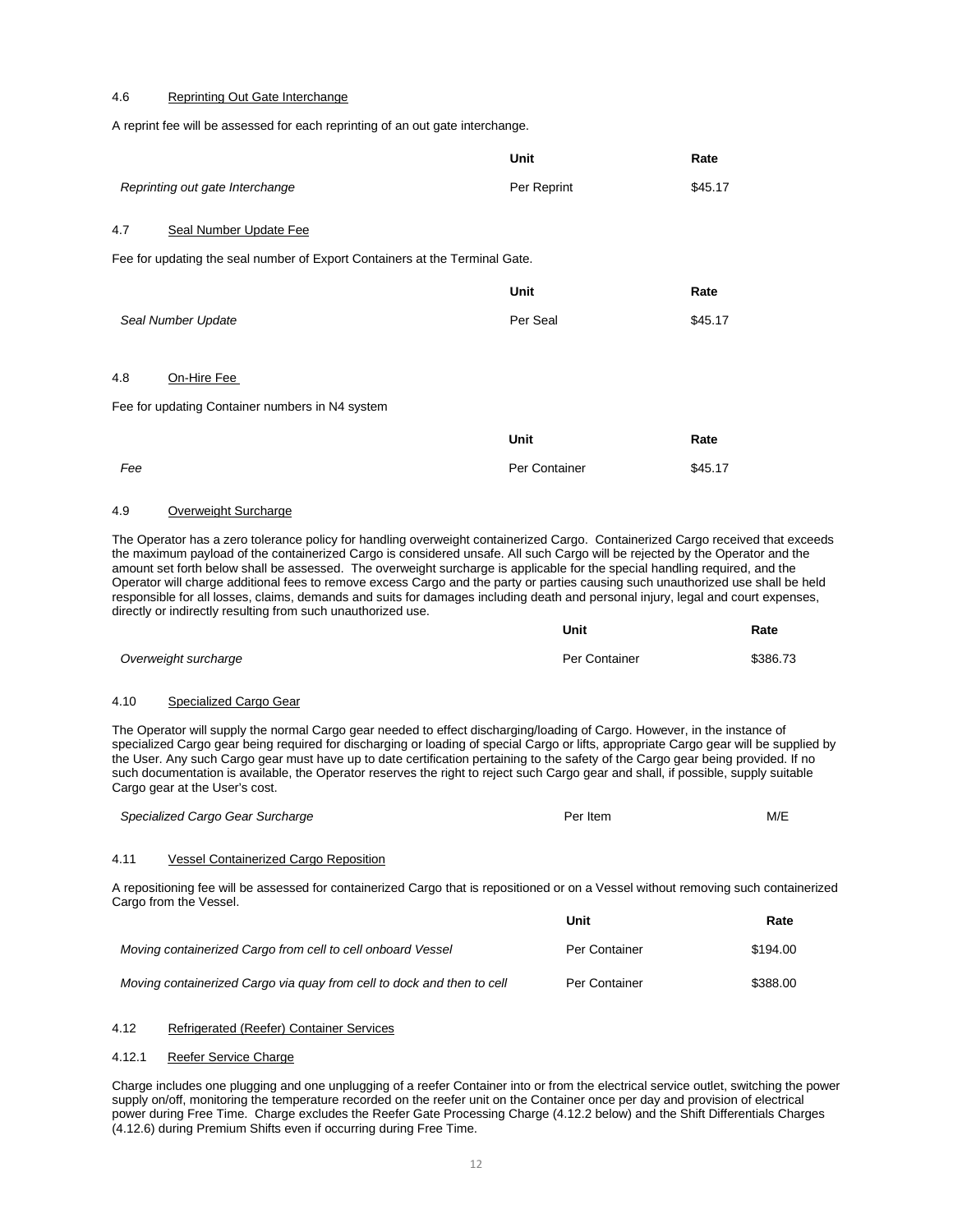### 4.6 Reprinting Out Gate Interchange

A reprint fee will be assessed for each reprinting of an out gate interchange.

| | Unit | Rate |
|---|---|---|
| *Reprinting out gate Interchange* | Per Reprint | $45.17 |

### 4.7 Seal Number Update Fee

Fee for updating the seal number of Export Containers at the Terminal Gate.

| | Unit | Rate |
|---|---|---|
| *Seal Number Update* | Per Seal | $45.17 |

### 4.8 On-Hire Fee

Fee for updating Container numbers in N4 system

| | Unit | Rate |
|---|---|---|
| *Fee* | Per Container | $45.17 |

### 4.9 Overweight Surcharge

The Operator has a zero tolerance policy for handling overweight containerized Cargo. Containerized Cargo received that exceeds the maximum payload of the containerized Cargo is considered unsafe. All such Cargo will be rejected by the Operator and the amount set forth below shall be assessed. The overweight surcharge is applicable for the special handling required, and the Operator will charge additional fees to remove excess Cargo and the party or parties causing such unauthorized use shall be held responsible for all losses, claims, demands and suits for damages including death and personal injury, legal and court expenses, directly or indirectly resulting from such unauthorized use.

| | Unit | Rate |
|---|---|---|
| *Overweight surcharge* | Per Container | $386.73 |

### 4.10 Specialized Cargo Gear

The Operator will supply the normal Cargo gear needed to effect discharging/loading of Cargo. However, in the instance of specialized Cargo gear being required for discharging or loading of special Cargo or lifts, appropriate Cargo gear will be supplied by the User. Any such Cargo gear must have up to date certification pertaining to the safety of the Cargo gear being provided. If no such documentation is available, the Operator reserves the right to reject such Cargo gear and shall, if possible, supply suitable Cargo gear at the User's cost.

| | | |
|---|---|---|
| *Specialized Cargo Gear Surcharge* | Per Item | M/E |

### 4.11 Vessel Containerized Cargo Reposition

A repositioning fee will be assessed for containerized Cargo that is repositioned or on a Vessel without removing such containerized Cargo from the Vessel.

| | Unit | Rate |
|---|---|---|
| *Moving containerized Cargo from cell to cell onboard Vessel* | Per Container | $194.00 |
| *Moving containerized Cargo via quay from cell to dock and then to cell* | Per Container | $388.00 |

### 4.12 Refrigerated (Reefer) Container Services

#### 4.12.1 Reefer Service Charge

Charge includes one plugging and one unplugging of a reefer Container into or from the electrical service outlet, switching the power supply on/off, monitoring the temperature recorded on the reefer unit on the Container once per day and provision of electrical power during Free Time. Charge excludes the Reefer Gate Processing Charge (4.12.2 below) and the Shift Differentials Charges (4.12.6) during Premium Shifts even if occurring during Free Time.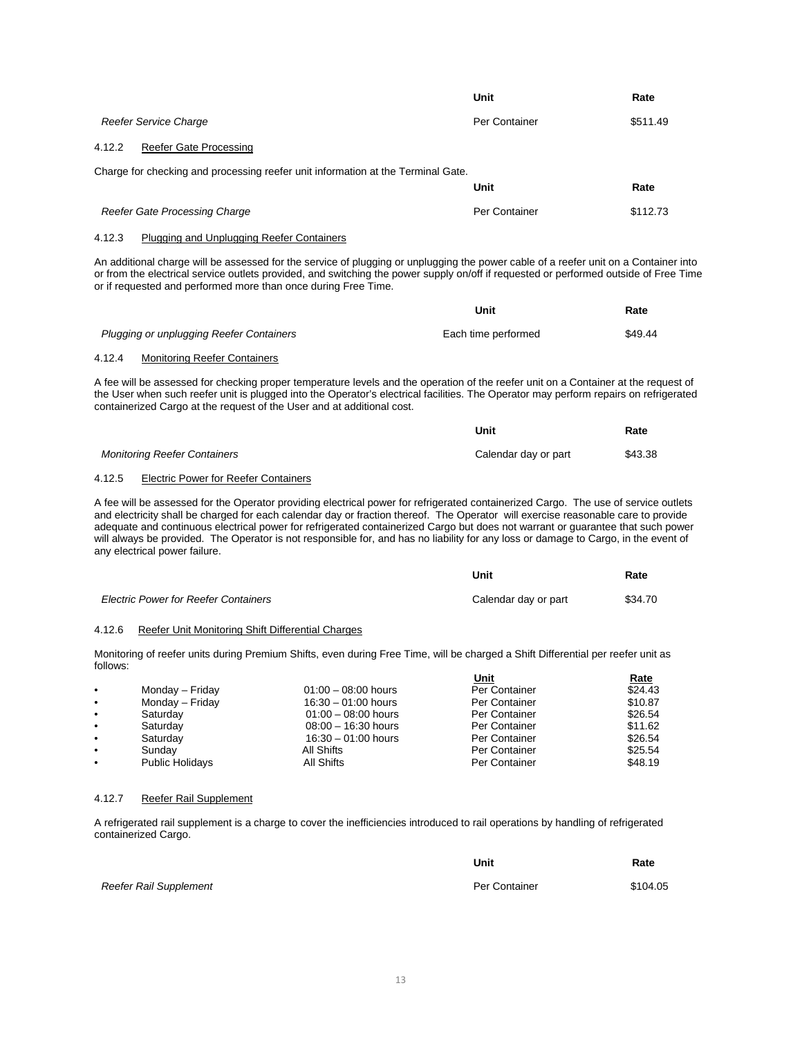| | Unit | Rate |
|---|---|---|
| *Reefer Service Charge* | Per Container | $511.49 |

4.12.2 Reefer Gate Processing

Charge for checking and processing reefer unit information at the Terminal Gate.

| | Unit | Rate |
|---|---|---|
| *Reefer Gate Processing Charge* | Per Container | $112.73 |

4.12.3 Plugging and Unplugging Reefer Containers

An additional charge will be assessed for the service of plugging or unplugging the power cable of a reefer unit on a Container into or from the electrical service outlets provided, and switching the power supply on/off if requested or performed outside of Free Time or if requested and performed more than once during Free Time.

| | Unit | Rate |
|---|---|---|
| *Plugging or unplugging Reefer Containers* | Each time performed | $49.44 |

4.12.4 Monitoring Reefer Containers

A fee will be assessed for checking proper temperature levels and the operation of the reefer unit on a Container at the request of the User when such reefer unit is plugged into the Operator's electrical facilities. The Operator may perform repairs on refrigerated containerized Cargo at the request of the User and at additional cost.

| | Unit | Rate |
|---|---|---|
| *Monitoring Reefer Containers* | Calendar day or part | $43.38 |

4.12.5 Electric Power for Reefer Containers

A fee will be assessed for the Operator providing electrical power for refrigerated containerized Cargo. The use of service outlets and electricity shall be charged for each calendar day or fraction thereof. The Operator will exercise reasonable care to provide adequate and continuous electrical power for refrigerated containerized Cargo but does not warrant or guarantee that such power will always be provided. The Operator is not responsible for, and has no liability for any loss or damage to Cargo, in the event of any electrical power failure.

| | Unit | Rate |
|---|---|---|
| *Electric Power for Reefer Containers* | Calendar day or part | $34.70 |

4.12.6 Reefer Unit Monitoring Shift Differential Charges

Monitoring of reefer units during Premium Shifts, even during Free Time, will be charged a Shift Differential per reefer unit as follows:

| | | Unit | Rate |
|---|---|---|---|
| • Monday – Friday | 01:00 – 08:00 hours | Per Container | $24.43 |
| • Monday – Friday | 16:30 – 01:00 hours | Per Container | $10.87 |
| • Saturday | 01:00 – 08:00 hours | Per Container | $26.54 |
| • Saturday | 08:00 – 16:30 hours | Per Container | $11.62 |
| • Saturday | 16:30 – 01:00 hours | Per Container | $26.54 |
| • Sunday | All Shifts | Per Container | $25.54 |
| • Public Holidays | All Shifts | Per Container | $48.19 |

4.12.7 Reefer Rail Supplement

A refrigerated rail supplement is a charge to cover the inefficiencies introduced to rail operations by handling of refrigerated containerized Cargo.

| | Unit | Rate |
|---|---|---|
| *Reefer Rail Supplement* | Per Container | $104.05 |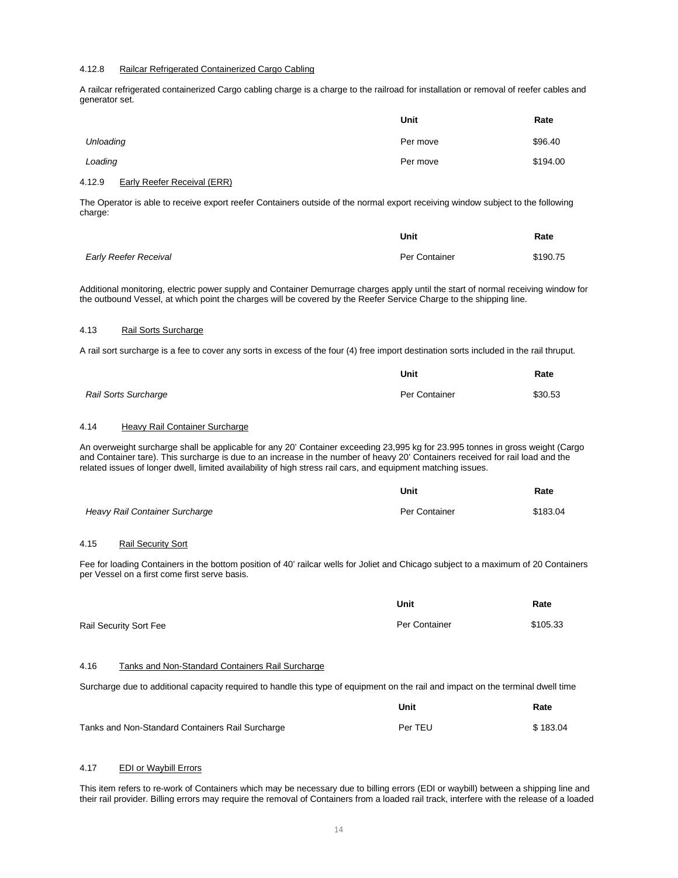#### 4.12.8 Railcar Refrigerated Containerized Cargo Cabling

A railcar refrigerated containerized Cargo cabling charge is a charge to the railroad for installation or removal of reefer cables and generator set.

| | Unit | Rate |
|---|---|---|
| *Unloading* | Per move | $96.40 |
| *Loading* | Per move | $194.00 |

#### 4.12.9 Early Reefer Receival (ERR)

The Operator is able to receive export reefer Containers outside of the normal export receiving window subject to the following charge:

| | Unit | Rate |
|---|---|---|
| *Early Reefer Receival* | Per Container | $190.75 |

Additional monitoring, electric power supply and Container Demurrage charges apply until the start of normal receiving window for the outbound Vessel, at which point the charges will be covered by the Reefer Service Charge to the shipping line.

### 4.13 Rail Sorts Surcharge

A rail sort surcharge is a fee to cover any sorts in excess of the four (4) free import destination sorts included in the rail thruput.

| | Unit | Rate |
|---|---|---|
| *Rail Sorts Surcharge* | Per Container | $30.53 |

### 4.14 Heavy Rail Container Surcharge

An overweight surcharge shall be applicable for any 20' Container exceeding 23,995 kg for 23.995 tonnes in gross weight (Cargo and Container tare). This surcharge is due to an increase in the number of heavy 20' Containers received for rail load and the related issues of longer dwell, limited availability of high stress rail cars, and equipment matching issues.

| | Unit | Rate |
|---|---|---|
| *Heavy Rail Container Surcharge* | Per Container | $183.04 |

### 4.15 Rail Security Sort

Fee for loading Containers in the bottom position of 40' railcar wells for Joliet and Chicago subject to a maximum of 20 Containers per Vessel on a first come first serve basis.

| | Unit | Rate |
|---|---|---|
| Rail Security Sort Fee | Per Container | $105.33 |

### 4.16 Tanks and Non-Standard Containers Rail Surcharge

Surcharge due to additional capacity required to handle this type of equipment on the rail and impact on the terminal dwell time

| | Unit | Rate |
|---|---|---|
| Tanks and Non-Standard Containers Rail Surcharge | Per TEU | $ 183.04 |

### 4.17 EDI or Waybill Errors

This item refers to re-work of Containers which may be necessary due to billing errors (EDI or waybill) between a shipping line and their rail provider. Billing errors may require the removal of Containers from a loaded rail track, interfere with the release of a loaded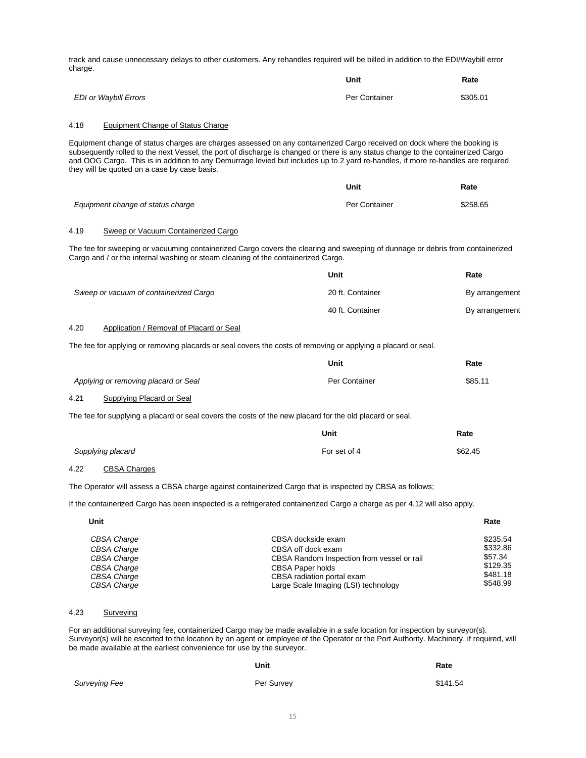track and cause unnecessary delays to other customers. Any rehandles required will be billed in addition to the EDI/Waybill error charge.

| | Unit | Rate |
|---|---|---|
| *EDI or Waybill Errors* | Per Container | $305.01 |

### 4.18 Equipment Change of Status Charge

Equipment change of status charges are charges assessed on any containerized Cargo received on dock where the booking is subsequently rolled to the next Vessel, the port of discharge is changed or there is any status change to the containerized Cargo and OOG Cargo. This is in addition to any Demurrage levied but includes up to 2 yard re-handles, if more re-handles are required they will be quoted on a case by case basis.

| | Unit | Rate |
|---|---|---|
| *Equipment change of status charge* | Per Container | $258.65 |

### 4.19 Sweep or Vacuum Containerized Cargo

The fee for sweeping or vacuuming containerized Cargo covers the clearing and sweeping of dunnage or debris from containerized Cargo and / or the internal washing or steam cleaning of the containerized Cargo.

| | Unit | Rate |
|---|---|---|
| *Sweep or vacuum of containerized Cargo* | 20 ft. Container | By arrangement |
| | 40 ft. Container | By arrangement |

### 4.20 Application / Removal of Placard or Seal

The fee for applying or removing placards or seal covers the costs of removing or applying a placard or seal.

| | Unit | Rate |
|---|---|---|
| *Applying or removing placard or Seal* | Per Container | $85.11 |

### 4.21 Supplying Placard or Seal

The fee for supplying a placard or seal covers the costs of the new placard for the old placard or seal.

| | Unit | Rate |
|---|---|---|
| *Supplying placard* | For set of 4 | $62.45 |

### 4.22 CBSA Charges

The Operator will assess a CBSA charge against containerized Cargo that is inspected by CBSA as follows;

If the containerized Cargo has been inspected is a refrigerated containerized Cargo a charge as per 4.12 will also apply.

| Unit | | Rate |
|---|---|---|
| *CBSA Charge* | CBSA dockside exam | $235.54 |
| *CBSA Charge* | CBSA off dock exam | $332.86 |
| *CBSA Charge* | CBSA Random Inspection from vessel or rail | $57.34 |
| *CBSA Charge* | CBSA Paper holds | $129.35 |
| *CBSA Charge* | CBSA radiation portal exam | $481.18 |
| *CBSA Charge* | Large Scale Imaging (LSI) technology | $548.99 |

### 4.23 Surveying

For an additional surveying fee, containerized Cargo may be made available in a safe location for inspection by surveyor(s). Surveyor(s) will be escorted to the location by an agent or employee of the Operator or the Port Authority. Machinery, if required, will be made available at the earliest convenience for use by the surveyor.

| | Unit | Rate |
|---|---|---|
| *Surveying Fee* | Per Survey | $141.54 |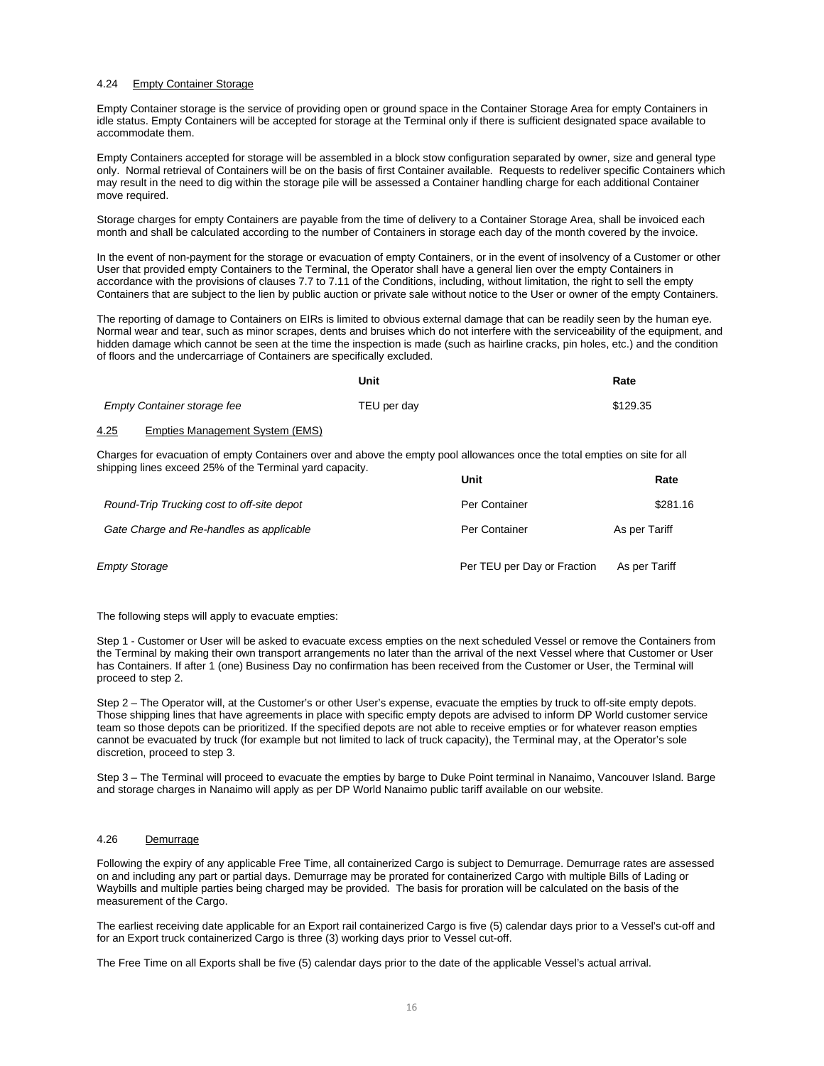### 4.24 Empty Container Storage

Empty Container storage is the service of providing open or ground space in the Container Storage Area for empty Containers in idle status. Empty Containers will be accepted for storage at the Terminal only if there is sufficient designated space available to accommodate them.

Empty Containers accepted for storage will be assembled in a block stow configuration separated by owner, size and general type only. Normal retrieval of Containers will be on the basis of first Container available. Requests to redeliver specific Containers which may result in the need to dig within the storage pile will be assessed a Container handling charge for each additional Container move required.

Storage charges for empty Containers are payable from the time of delivery to a Container Storage Area, shall be invoiced each month and shall be calculated according to the number of Containers in storage each day of the month covered by the invoice.

In the event of non-payment for the storage or evacuation of empty Containers, or in the event of insolvency of a Customer or other User that provided empty Containers to the Terminal, the Operator shall have a general lien over the empty Containers in accordance with the provisions of clauses 7.7 to 7.11 of the Conditions, including, without limitation, the right to sell the empty Containers that are subject to the lien by public auction or private sale without notice to the User or owner of the empty Containers.

The reporting of damage to Containers on EIRs is limited to obvious external damage that can be readily seen by the human eye. Normal wear and tear, such as minor scrapes, dents and bruises which do not interfere with the serviceability of the equipment, and hidden damage which cannot be seen at the time the inspection is made (such as hairline cracks, pin holes, etc.) and the condition of floors and the undercarriage of Containers are specifically excluded.

| | Unit | Rate |
|---|---|---|
| *Empty Container storage fee* | TEU per day | $129.35 |

### 4.25 Empties Management System (EMS)

Charges for evacuation of empty Containers over and above the empty pool allowances once the total empties on site for all shipping lines exceed 25% of the Terminal yard capacity.

| | Unit | Rate |
|---|---|---|
| *Round-Trip Trucking cost to off-site depot* | Per Container | $281.16 |
| *Gate Charge and Re-handles as applicable* | Per Container | As per Tariff |
| *Empty Storage* | Per TEU per Day or Fraction | As per Tariff |

The following steps will apply to evacuate empties:

Step 1 - Customer or User will be asked to evacuate excess empties on the next scheduled Vessel or remove the Containers from the Terminal by making their own transport arrangements no later than the arrival of the next Vessel where that Customer or User has Containers. If after 1 (one) Business Day no confirmation has been received from the Customer or User, the Terminal will proceed to step 2.

Step 2 – The Operator will, at the Customer's or other User's expense, evacuate the empties by truck to off-site empty depots. Those shipping lines that have agreements in place with specific empty depots are advised to inform DP World customer service team so those depots can be prioritized. If the specified depots are not able to receive empties or for whatever reason empties cannot be evacuated by truck (for example but not limited to lack of truck capacity), the Terminal may, at the Operator's sole discretion, proceed to step 3.

Step 3 – The Terminal will proceed to evacuate the empties by barge to Duke Point terminal in Nanaimo, Vancouver Island. Barge and storage charges in Nanaimo will apply as per DP World Nanaimo public tariff available on our website.

### 4.26 Demurrage

Following the expiry of any applicable Free Time, all containerized Cargo is subject to Demurrage. Demurrage rates are assessed on and including any part or partial days. Demurrage may be prorated for containerized Cargo with multiple Bills of Lading or Waybills and multiple parties being charged may be provided. The basis for proration will be calculated on the basis of the measurement of the Cargo.

The earliest receiving date applicable for an Export rail containerized Cargo is five (5) calendar days prior to a Vessel's cut-off and for an Export truck containerized Cargo is three (3) working days prior to Vessel cut-off.

The Free Time on all Exports shall be five (5) calendar days prior to the date of the applicable Vessel's actual arrival.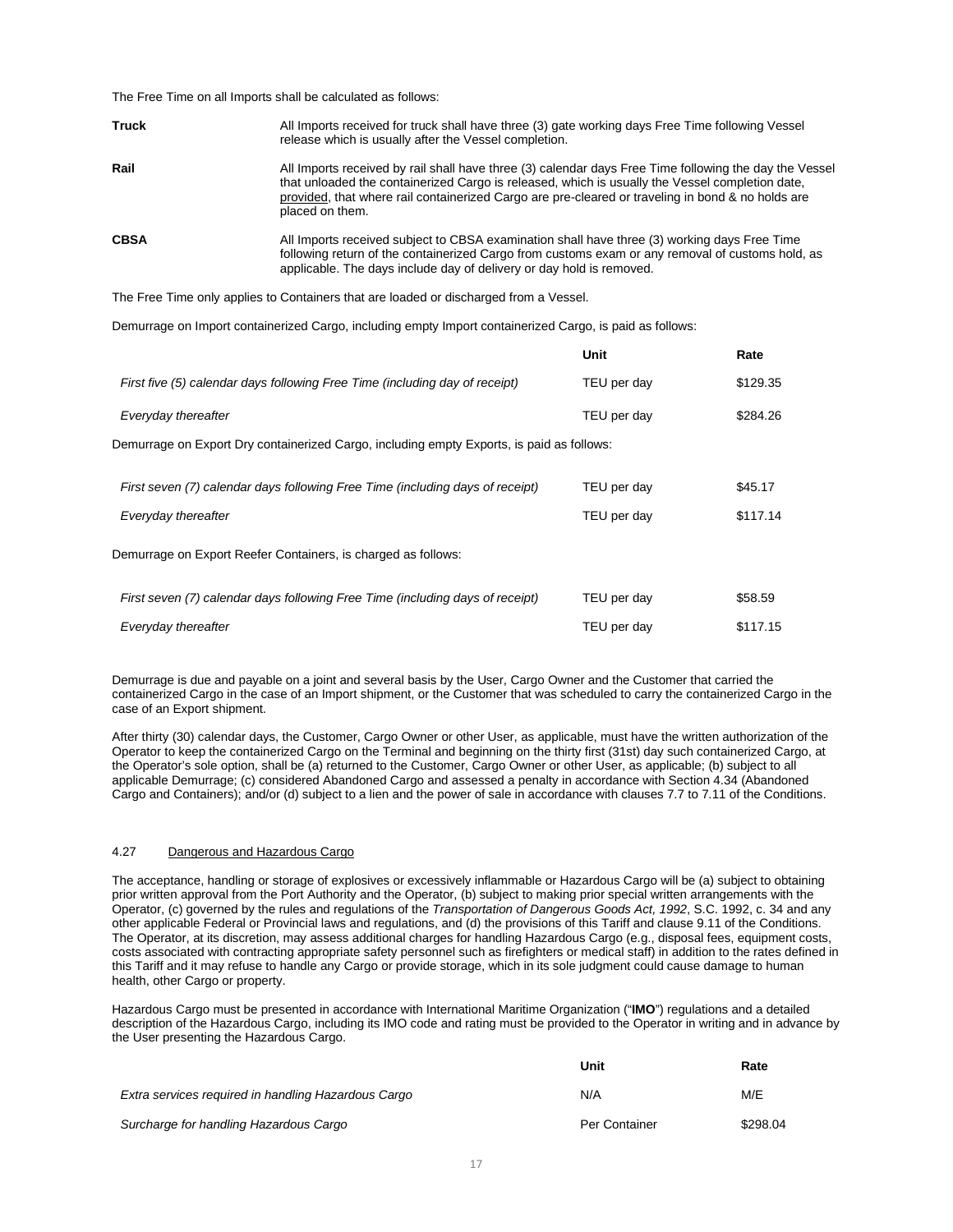The Free Time on all Imports shall be calculated as follows:

**Truck** All Imports received for truck shall have three (3) gate working days Free Time following Vessel release which is usually after the Vessel completion.

**Rail** All Imports received by rail shall have three (3) calendar days Free Time following the day the Vessel that unloaded the containerized Cargo is released, which is usually the Vessel completion date, provided, that where rail containerized Cargo are pre-cleared or traveling in bond & no holds are placed on them.

**CBSA** All Imports received subject to CBSA examination shall have three (3) working days Free Time following return of the containerized Cargo from customs exam or any removal of customs hold, as applicable. The days include day of delivery or day hold is removed.

The Free Time only applies to Containers that are loaded or discharged from a Vessel.

Demurrage on Import containerized Cargo, including empty Import containerized Cargo, is paid as follows:

| | Unit | Rate |
|---|---|---|
| *First five (5) calendar days following Free Time (including day of receipt)* | TEU per day | $129.35 |
| *Everyday thereafter* | TEU per day | $284.26 |

Demurrage on Export Dry containerized Cargo, including empty Exports, is paid as follows:

| | Unit | Rate |
|---|---|---|
| *First seven (7) calendar days following Free Time (including days of receipt)* | TEU per day | $45.17 |
| *Everyday thereafter* | TEU per day | $117.14 |

Demurrage on Export Reefer Containers, is charged as follows:

| | Unit | Rate |
|---|---|---|
| *First seven (7) calendar days following Free Time (including days of receipt)* | TEU per day | $58.59 |
| *Everyday thereafter* | TEU per day | $117.15 |

Demurrage is due and payable on a joint and several basis by the User, Cargo Owner and the Customer that carried the containerized Cargo in the case of an Import shipment, or the Customer that was scheduled to carry the containerized Cargo in the case of an Export shipment.

After thirty (30) calendar days, the Customer, Cargo Owner or other User, as applicable, must have the written authorization of the Operator to keep the containerized Cargo on the Terminal and beginning on the thirty first (31st) day such containerized Cargo, at the Operator's sole option, shall be (a) returned to the Customer, Cargo Owner or other User, as applicable; (b) subject to all applicable Demurrage; (c) considered Abandoned Cargo and assessed a penalty in accordance with Section 4.34 (Abandoned Cargo and Containers); and/or (d) subject to a lien and the power of sale in accordance with clauses 7.7 to 7.11 of the Conditions.

### 4.27 Dangerous and Hazardous Cargo

The acceptance, handling or storage of explosives or excessively inflammable or Hazardous Cargo will be (a) subject to obtaining prior written approval from the Port Authority and the Operator, (b) subject to making prior special written arrangements with the Operator, (c) governed by the rules and regulations of the *Transportation of Dangerous Goods Act, 1992*, S.C. 1992, c. 34 and any other applicable Federal or Provincial laws and regulations, and (d) the provisions of this Tariff and clause 9.11 of the Conditions. The Operator, at its discretion, may assess additional charges for handling Hazardous Cargo (e.g., disposal fees, equipment costs, costs associated with contracting appropriate safety personnel such as firefighters or medical staff) in addition to the rates defined in this Tariff and it may refuse to handle any Cargo or provide storage, which in its sole judgment could cause damage to human health, other Cargo or property.

Hazardous Cargo must be presented in accordance with International Maritime Organization ("**IMO**") regulations and a detailed description of the Hazardous Cargo, including its IMO code and rating must be provided to the Operator in writing and in advance by the User presenting the Hazardous Cargo.

| | Unit | Rate |
|---|---|---|
| *Extra services required in handling Hazardous Cargo* | N/A | M/E |
| *Surcharge for handling Hazardous Cargo* | Per Container | $298.04 |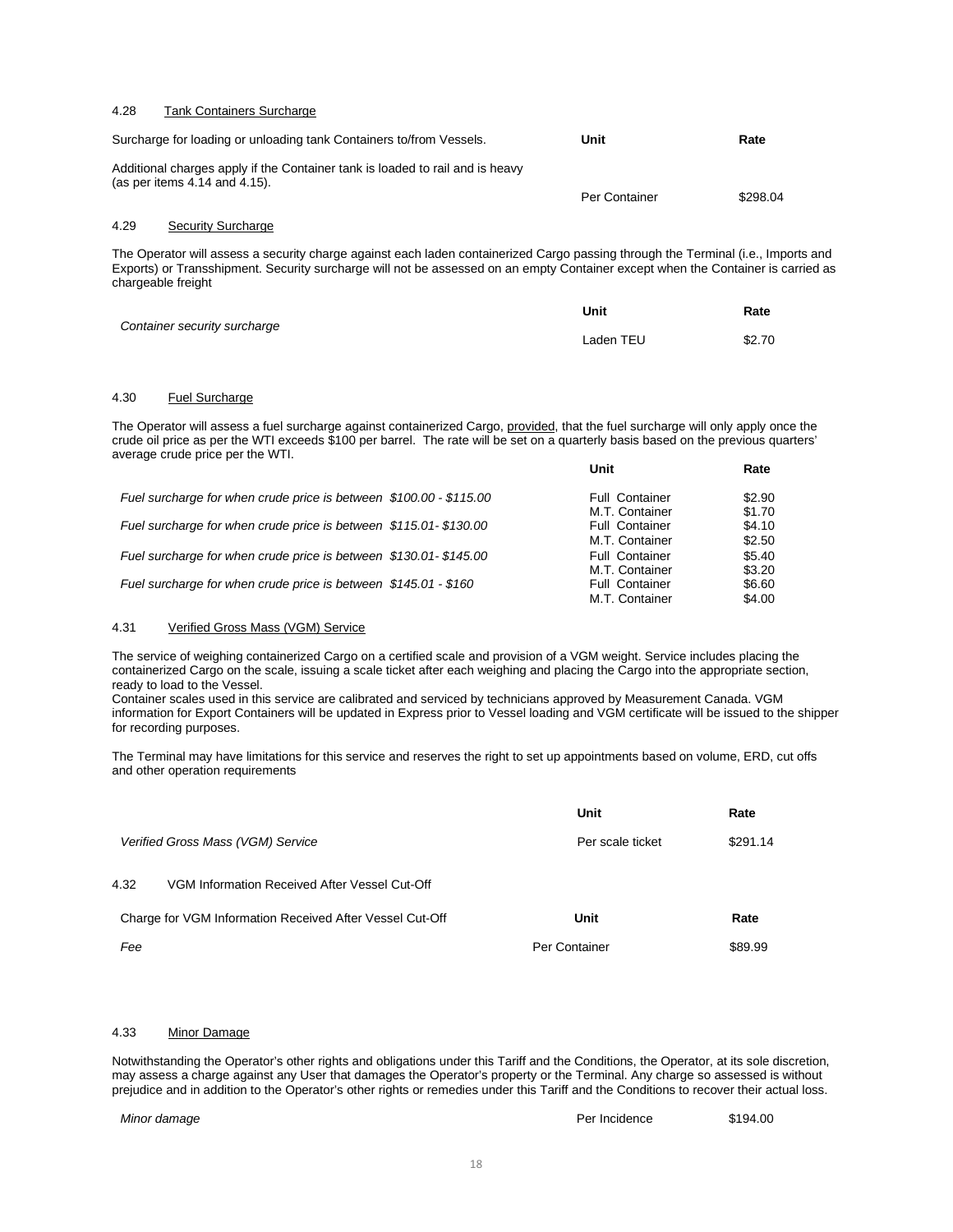### 4.28 Tank Containers Surcharge

| Surcharge for loading or unloading tank Containers to/from Vessels.<br><br>Additional charges apply if the Container tank is loaded to rail and is heavy (as per items 4.14 and 4.15). | Unit | Rate |
|---|---|---|
| | Per Container | $298.04 |

### 4.29 Security Surcharge

The Operator will assess a security charge against each laden containerized Cargo passing through the Terminal (i.e., Imports and Exports) or Transshipment. Security surcharge will not be assessed on an empty Container except when the Container is carried as chargeable freight

| | Unit | Rate |
|---|---|---|
| *Container security surcharge* | Laden TEU | $2.70 |

### 4.30 Fuel Surcharge

The Operator will assess a fuel surcharge against containerized Cargo, provided, that the fuel surcharge will only apply once the crude oil price as per the WTI exceeds $100 per barrel. The rate will be set on a quarterly basis based on the previous quarters' average crude price per the WTI.

| | Unit | Rate |
|---|---|---|
| *Fuel surcharge for when crude price is between $100.00 - $115.00* | Full Container | $2.90 |
| | M.T. Container | $1.70 |
| *Fuel surcharge for when crude price is between $115.01- $130.00* | Full Container | $4.10 |
| | M.T. Container | $2.50 |
| *Fuel surcharge for when crude price is between $130.01- $145.00* | Full Container | $5.40 |
| | M.T. Container | $3.20 |
| *Fuel surcharge for when crude price is between $145.01 - $160* | Full Container | $6.60 |
| | M.T. Container | $4.00 |

### 4.31 Verified Gross Mass (VGM) Service

The service of weighing containerized Cargo on a certified scale and provision of a VGM weight. Service includes placing the containerized Cargo on the scale, issuing a scale ticket after each weighing and placing the Cargo into the appropriate section, ready to load to the Vessel.
Container scales used in this service are calibrated and serviced by technicians approved by Measurement Canada. VGM information for Export Containers will be updated in Express prior to Vessel loading and VGM certificate will be issued to the shipper for recording purposes.

The Terminal may have limitations for this service and reserves the right to set up appointments based on volume, ERD, cut offs and other operation requirements

| | Unit | Rate |
|---|---|---|
| *Verified Gross Mass (VGM) Service* | Per scale ticket | $291.14 |

### 4.32 VGM Information Received After Vessel Cut-Off

| Charge for VGM Information Received After Vessel Cut-Off | Unit | Rate |
|---|---|---|
| *Fee* | Per Container | $89.99 |

### 4.33 Minor Damage

Notwithstanding the Operator's other rights and obligations under this Tariff and the Conditions, the Operator, at its sole discretion, may assess a charge against any User that damages the Operator's property or the Terminal. Any charge so assessed is without prejudice and in addition to the Operator's other rights or remedies under this Tariff and the Conditions to recover their actual loss.

| | | |
|---|---|---|
| *Minor damage* | Per Incidence | $194.00 |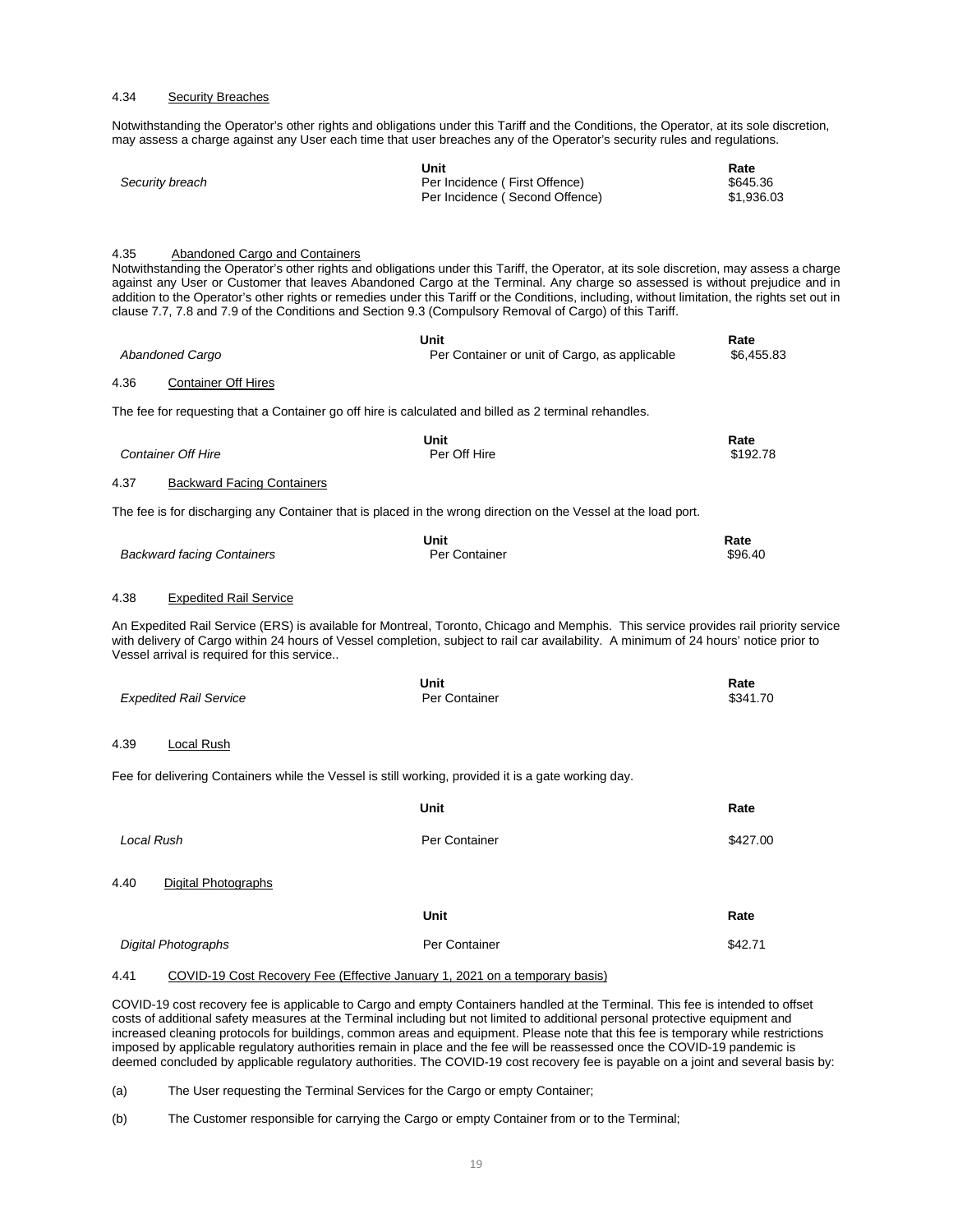### 4.34 Security Breaches

Notwithstanding the Operator's other rights and obligations under this Tariff and the Conditions, the Operator, at its sole discretion, may assess a charge against any User each time that user breaches any of the Operator's security rules and regulations.

| | Unit | Rate |
|---|---|---|
| *Security breach* | Per Incidence ( First Offence) | \$645.36 |
| | Per Incidence ( Second Offence) | \$1,936.03 |

### 4.35 Abandoned Cargo and Containers

Notwithstanding the Operator's other rights and obligations under this Tariff, the Operator, at its sole discretion, may assess a charge against any User or Customer that leaves Abandoned Cargo at the Terminal. Any charge so assessed is without prejudice and in addition to the Operator's other rights or remedies under this Tariff or the Conditions, including, without limitation, the rights set out in clause 7.7, 7.8 and 7.9 of the Conditions and Section 9.3 (Compulsory Removal of Cargo) of this Tariff.

| | Unit | Rate |
|---|---|---|
| *Abandoned Cargo* | Per Container or unit of Cargo, as applicable | \$6,455.83 |

### 4.36 Container Off Hires

The fee for requesting that a Container go off hire is calculated and billed as 2 terminal rehandles.

| | Unit | Rate |
|---|---|---|
| *Container Off Hire* | Per Off Hire | \$192.78 |

### 4.37 Backward Facing Containers

The fee is for discharging any Container that is placed in the wrong direction on the Vessel at the load port.

| | Unit | Rate |
|---|---|---|
| *Backward facing Containers* | Per Container | \$96.40 |

### 4.38 Expedited Rail Service

An Expedited Rail Service (ERS) is available for Montreal, Toronto, Chicago and Memphis. This service provides rail priority service with delivery of Cargo within 24 hours of Vessel completion, subject to rail car availability. A minimum of 24 hours' notice prior to Vessel arrival is required for this service..

| | Unit | Rate |
|---|---|---|
| *Expedited Rail Service* | Per Container | \$341.70 |

### 4.39 Local Rush

Fee for delivering Containers while the Vessel is still working, provided it is a gate working day.

| | Unit | Rate |
|---|---|---|
| *Local Rush* | Per Container | \$427.00 |

### 4.40 Digital Photographs

| | Unit | Rate |
|---|---|---|
| *Digital Photographs* | Per Container | \$42.71 |

### 4.41 COVID-19 Cost Recovery Fee (Effective January 1, 2021 on a temporary basis)

COVID-19 cost recovery fee is applicable to Cargo and empty Containers handled at the Terminal. This fee is intended to offset costs of additional safety measures at the Terminal including but not limited to additional personal protective equipment and increased cleaning protocols for buildings, common areas and equipment. Please note that this fee is temporary while restrictions imposed by applicable regulatory authorities remain in place and the fee will be reassessed once the COVID-19 pandemic is deemed concluded by applicable regulatory authorities. The COVID-19 cost recovery fee is payable on a joint and several basis by:

(a) The User requesting the Terminal Services for the Cargo or empty Container;

(b) The Customer responsible for carrying the Cargo or empty Container from or to the Terminal;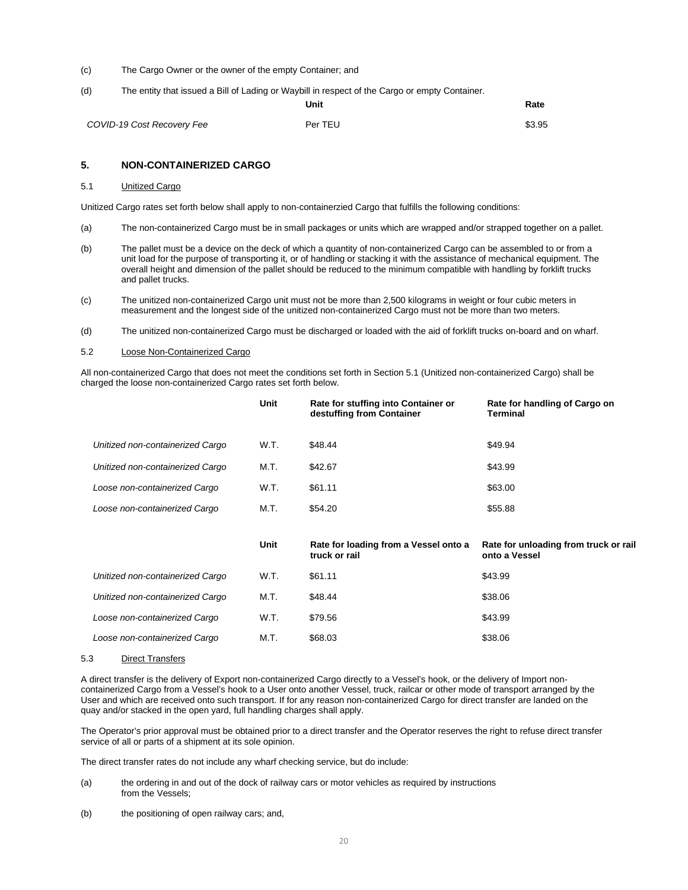(c) The Cargo Owner or the owner of the empty Container; and

(d) The entity that issued a Bill of Lading or Waybill in respect of the Cargo or empty Container.

| | Unit | Rate |
|---|---|---|
| *COVID-19 Cost Recovery Fee* | Per TEU | $3.95 |

## 5. NON-CONTAINERIZED CARGO

### 5.1 Unitized Cargo

Unitized Cargo rates set forth below shall apply to non-containerzied Cargo that fulfills the following conditions:

(a) The non-containerized Cargo must be in small packages or units which are wrapped and/or strapped together on a pallet.

(b) The pallet must be a device on the deck of which a quantity of non-containerized Cargo can be assembled to or from a unit load for the purpose of transporting it, or of handling or stacking it with the assistance of mechanical equipment. The overall height and dimension of the pallet should be reduced to the minimum compatible with handling by forklift trucks and pallet trucks.

(c) The unitized non-containerized Cargo unit must not be more than 2,500 kilograms in weight or four cubic meters in measurement and the longest side of the unitized non-containerized Cargo must not be more than two meters.

(d) The unitized non-containerized Cargo must be discharged or loaded with the aid of forklift trucks on-board and on wharf.

### 5.2 Loose Non-Containerized Cargo

All non-containerized Cargo that does not meet the conditions set forth in Section 5.1 (Unitized non-containerized Cargo) shall be charged the loose non-containerized Cargo rates set forth below.

| | Unit | Rate for stuffing into Container or destuffing from Container | Rate for handling of Cargo on Terminal |
|---|---|---|---|
| *Unitized non-containerized Cargo* | W.T. | $48.44 | $49.94 |
| *Unitized non-containerized Cargo* | M.T. | $42.67 | $43.99 |
| *Loose non-containerized Cargo* | W.T. | $61.11 | $63.00 |
| *Loose non-containerized Cargo* | M.T. | $54.20 | $55.88 |

| | Unit | Rate for loading from a Vessel onto a truck or rail | Rate for unloading from truck or rail onto a Vessel |
|---|---|---|---|
| *Unitized non-containerized Cargo* | W.T. | $61.11 | $43.99 |
| *Unitized non-containerized Cargo* | M.T. | $48.44 | $38.06 |
| *Loose non-containerized Cargo* | W.T. | $79.56 | $43.99 |
| *Loose non-containerized Cargo* | M.T. | $68.03 | $38.06 |

### 5.3 Direct Transfers

A direct transfer is the delivery of Export non-containerized Cargo directly to a Vessel's hook, or the delivery of Import non-containerized Cargo from a Vessel's hook to a User onto another Vessel, truck, railcar or other mode of transport arranged by the User and which are received onto such transport. If for any reason non-containerized Cargo for direct transfer are landed on the quay and/or stacked in the open yard, full handling charges shall apply.

The Operator's prior approval must be obtained prior to a direct transfer and the Operator reserves the right to refuse direct transfer service of all or parts of a shipment at its sole opinion.

The direct transfer rates do not include any wharf checking service, but do include:

(a) the ordering in and out of the dock of railway cars or motor vehicles as required by instructions from the Vessels;

(b) the positioning of open railway cars; and,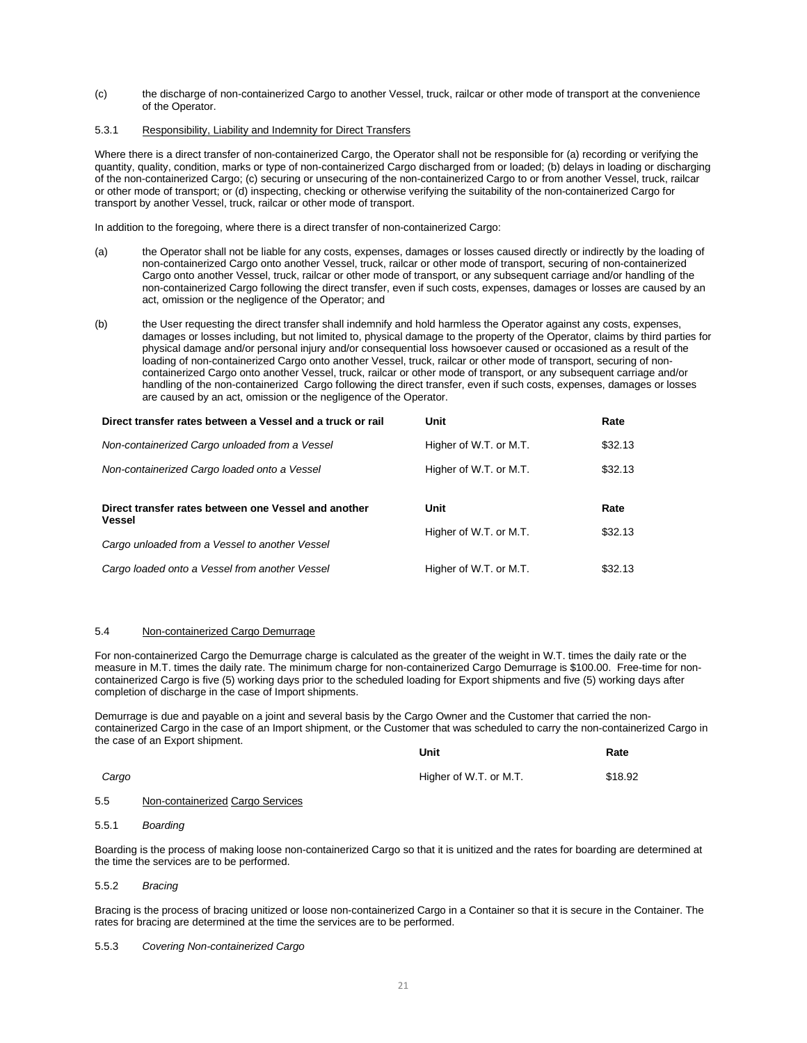(c) the discharge of non-containerized Cargo to another Vessel, truck, railcar or other mode of transport at the convenience of the Operator.

#### 5.3.1 Responsibility, Liability and Indemnity for Direct Transfers

Where there is a direct transfer of non-containerized Cargo, the Operator shall not be responsible for (a) recording or verifying the quantity, quality, condition, marks or type of non-containerized Cargo discharged from or loaded; (b) delays in loading or discharging of the non-containerized Cargo; (c) securing or unsecuring of the non-containerized Cargo to or from another Vessel, truck, railcar or other mode of transport; or (d) inspecting, checking or otherwise verifying the suitability of the non-containerized Cargo for transport by another Vessel, truck, railcar or other mode of transport.

In addition to the foregoing, where there is a direct transfer of non-containerized Cargo:

(a) the Operator shall not be liable for any costs, expenses, damages or losses caused directly or indirectly by the loading of non-containerized Cargo onto another Vessel, truck, railcar or other mode of transport, securing of non-containerized Cargo onto another Vessel, truck, railcar or other mode of transport, or any subsequent carriage and/or handling of the non-containerized Cargo following the direct transfer, even if such costs, expenses, damages or losses are caused by an act, omission or the negligence of the Operator; and

(b) the User requesting the direct transfer shall indemnify and hold harmless the Operator against any costs, expenses, damages or losses including, but not limited to, physical damage to the property of the Operator, claims by third parties for physical damage and/or personal injury and/or consequential loss howsoever caused or occasioned as a result of the loading of non-containerized Cargo onto another Vessel, truck, railcar or other mode of transport, securing of non-containerized Cargo onto another Vessel, truck, railcar or other mode of transport, or any subsequent carriage and/or handling of the non-containerized Cargo following the direct transfer, even if such costs, expenses, damages or losses are caused by an act, omission or the negligence of the Operator.

| Direct transfer rates between a Vessel and a truck or rail | Unit | Rate |
|---|---|---|
| *Non-containerized Cargo unloaded from a Vessel* | Higher of W.T. or M.T. | $32.13 |
| *Non-containerized Cargo loaded onto a Vessel* | Higher of W.T. or M.T. | $32.13 |

| Direct transfer rates between one Vessel and another Vessel | Unit | Rate |
|---|---|---|
| *Cargo unloaded from a Vessel to another Vessel* | Higher of W.T. or M.T. | $32.13 |
| *Cargo loaded onto a Vessel from another Vessel* | Higher of W.T. or M.T. | $32.13 |

### 5.4 Non-containerized Cargo Demurrage

For non-containerized Cargo the Demurrage charge is calculated as the greater of the weight in W.T. times the daily rate or the measure in M.T. times the daily rate. The minimum charge for non-containerized Cargo Demurrage is $100.00. Free-time for non-containerized Cargo is five (5) working days prior to the scheduled loading for Export shipments and five (5) working days after completion of discharge in the case of Import shipments.

Demurrage is due and payable on a joint and several basis by the Cargo Owner and the Customer that carried the non-containerized Cargo in the case of an Import shipment, or the Customer that was scheduled to carry the non-containerized Cargo in the case of an Export shipment.

| | Unit | Rate |
|---|---|---|
| *Cargo* | Higher of W.T. or M.T. | $18.92 |

### 5.5 Non-containerized Cargo Services

#### 5.5.1 *Boarding*

Boarding is the process of making loose non-containerized Cargo so that it is unitized and the rates for boarding are determined at the time the services are to be performed.

#### 5.5.2 *Bracing*

Bracing is the process of bracing unitized or loose non-containerized Cargo in a Container so that it is secure in the Container. The rates for bracing are determined at the time the services are to be performed.

#### 5.5.3 *Covering Non-containerized Cargo*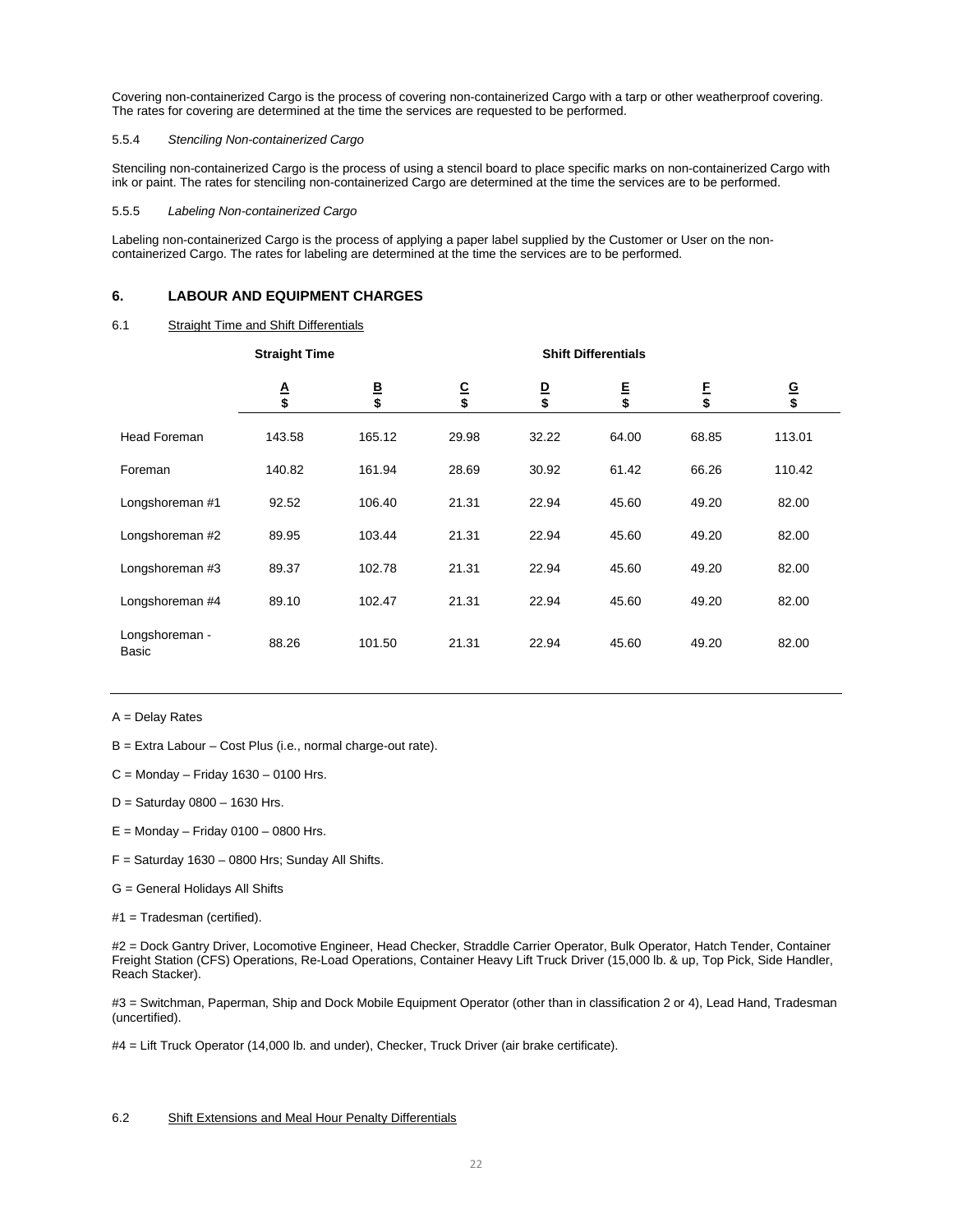Covering non-containerized Cargo is the process of covering non-containerized Cargo with a tarp or other weatherproof covering. The rates for covering are determined at the time the services are requested to be performed.

5.5.4 *Stenciling Non-containerized Cargo*

Stenciling non-containerized Cargo is the process of using a stencil board to place specific marks on non-containerized Cargo with ink or paint. The rates for stenciling non-containerized Cargo are determined at the time the services are to be performed.

5.5.5 *Labeling Non-containerized Cargo*

Labeling non-containerized Cargo is the process of applying a paper label supplied by the Customer or User on the non-containerized Cargo. The rates for labeling are determined at the time the services are to be performed.

## 6. LABOUR AND EQUIPMENT CHARGES

6.1 Straight Time and Shift Differentials

| | Straight Time | | Shift Differentials | | | | |
|---|---|---|---|---|---|---|---|
| | A<br>$ | B<br>$ | C<br>$ | D<br>$ | E<br>$ | F<br>$ | G<br>$ |
| Head Foreman | 143.58 | 165.12 | 29.98 | 32.22 | 64.00 | 68.85 | 113.01 |
| Foreman | 140.82 | 161.94 | 28.69 | 30.92 | 61.42 | 66.26 | 110.42 |
| Longshoreman #1 | 92.52 | 106.40 | 21.31 | 22.94 | 45.60 | 49.20 | 82.00 |
| Longshoreman #2 | 89.95 | 103.44 | 21.31 | 22.94 | 45.60 | 49.20 | 82.00 |
| Longshoreman #3 | 89.37 | 102.78 | 21.31 | 22.94 | 45.60 | 49.20 | 82.00 |
| Longshoreman #4 | 89.10 | 102.47 | 21.31 | 22.94 | 45.60 | 49.20 | 82.00 |
| Longshoreman - Basic | 88.26 | 101.50 | 21.31 | 22.94 | 45.60 | 49.20 | 82.00 |

A = Delay Rates

B = Extra Labour – Cost Plus (i.e., normal charge-out rate).

C = Monday – Friday 1630 – 0100 Hrs.

D = Saturday 0800 – 1630 Hrs.

E = Monday – Friday 0100 – 0800 Hrs.

F = Saturday 1630 – 0800 Hrs; Sunday All Shifts.

G = General Holidays All Shifts

#1 = Tradesman (certified).

#2 = Dock Gantry Driver, Locomotive Engineer, Head Checker, Straddle Carrier Operator, Bulk Operator, Hatch Tender, Container Freight Station (CFS) Operations, Re-Load Operations, Container Heavy Lift Truck Driver (15,000 lb. & up, Top Pick, Side Handler, Reach Stacker).

#3 = Switchman, Paperman, Ship and Dock Mobile Equipment Operator (other than in classification 2 or 4), Lead Hand, Tradesman (uncertified).

#4 = Lift Truck Operator (14,000 lb. and under), Checker, Truck Driver (air brake certificate).

6.2 Shift Extensions and Meal Hour Penalty Differentials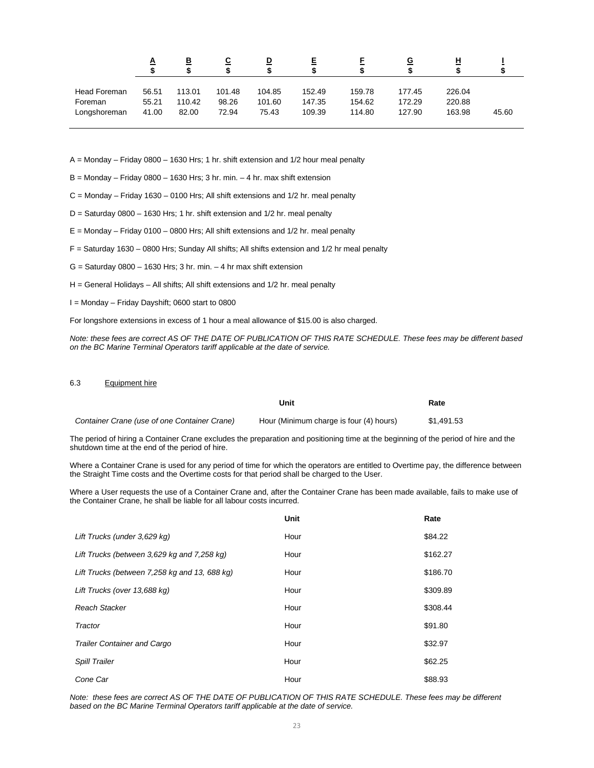| | A<br>$ | B<br>$ | C<br>$ | D<br>$ | E<br>$ | F<br>$ | G<br>$ | H<br>$ | I<br>$ |
|---|---|---|---|---|---|---|---|---|---|
| Head Foreman | 56.51 | 113.01 | 101.48 | 104.85 | 152.49 | 159.78 | 177.45 | 226.04 | |
| Foreman | 55.21 | 110.42 | 98.26 | 101.60 | 147.35 | 154.62 | 172.29 | 220.88 | |
| Longshoreman | 41.00 | 82.00 | 72.94 | 75.43 | 109.39 | 114.80 | 127.90 | 163.98 | 45.60 |

A = Monday – Friday 0800 – 1630 Hrs; 1 hr. shift extension and 1/2 hour meal penalty

B = Monday – Friday 0800 – 1630 Hrs; 3 hr. min. – 4 hr. max shift extension

C = Monday – Friday 1630 – 0100 Hrs; All shift extensions and 1/2 hr. meal penalty

D = Saturday 0800 – 1630 Hrs; 1 hr. shift extension and 1/2 hr. meal penalty

E = Monday – Friday 0100 – 0800 Hrs; All shift extensions and 1/2 hr. meal penalty

F = Saturday 1630 – 0800 Hrs; Sunday All shifts; All shifts extension and 1/2 hr meal penalty

G = Saturday 0800 – 1630 Hrs; 3 hr. min. – 4 hr max shift extension

H = General Holidays – All shifts; All shift extensions and 1/2 hr. meal penalty

I = Monday – Friday Dayshift; 0600 start to 0800

For longshore extensions in excess of 1 hour a meal allowance of $15.00 is also charged.

*Note: these fees are correct AS OF THE DATE OF PUBLICATION OF THIS RATE SCHEDULE. These fees may be different based on the BC Marine Terminal Operators tariff applicable at the date of service.*

### 6.3 Equipment hire

| | Unit | Rate |
|---|---|---|
| *Container Crane (use of one Container Crane)* | Hour (Minimum charge is four (4) hours) | $1,491.53 |

The period of hiring a Container Crane excludes the preparation and positioning time at the beginning of the period of hire and the shutdown time at the end of the period of hire.

Where a Container Crane is used for any period of time for which the operators are entitled to Overtime pay, the difference between the Straight Time costs and the Overtime costs for that period shall be charged to the User.

Where a User requests the use of a Container Crane and, after the Container Crane has been made available, fails to make use of the Container Crane, he shall be liable for all labour costs incurred.

| | Unit | Rate |
|---|---|---|
| *Lift Trucks (under 3,629 kg)* | Hour | $84.22 |
| *Lift Trucks (between 3,629 kg and 7,258 kg)* | Hour | $162.27 |
| *Lift Trucks (between 7,258 kg and 13, 688 kg)* | Hour | $186.70 |
| *Lift Trucks (over 13,688 kg)* | Hour | $309.89 |
| *Reach Stacker* | Hour | $308.44 |
| *Tractor* | Hour | $91.80 |
| *Trailer Container and Cargo* | Hour | $32.97 |
| *Spill Trailer* | Hour | $62.25 |
| *Cone Car* | Hour | $88.93 |

*Note: these fees are correct AS OF THE DATE OF PUBLICATION OF THIS RATE SCHEDULE. These fees may be different based on the BC Marine Terminal Operators tariff applicable at the date of service.*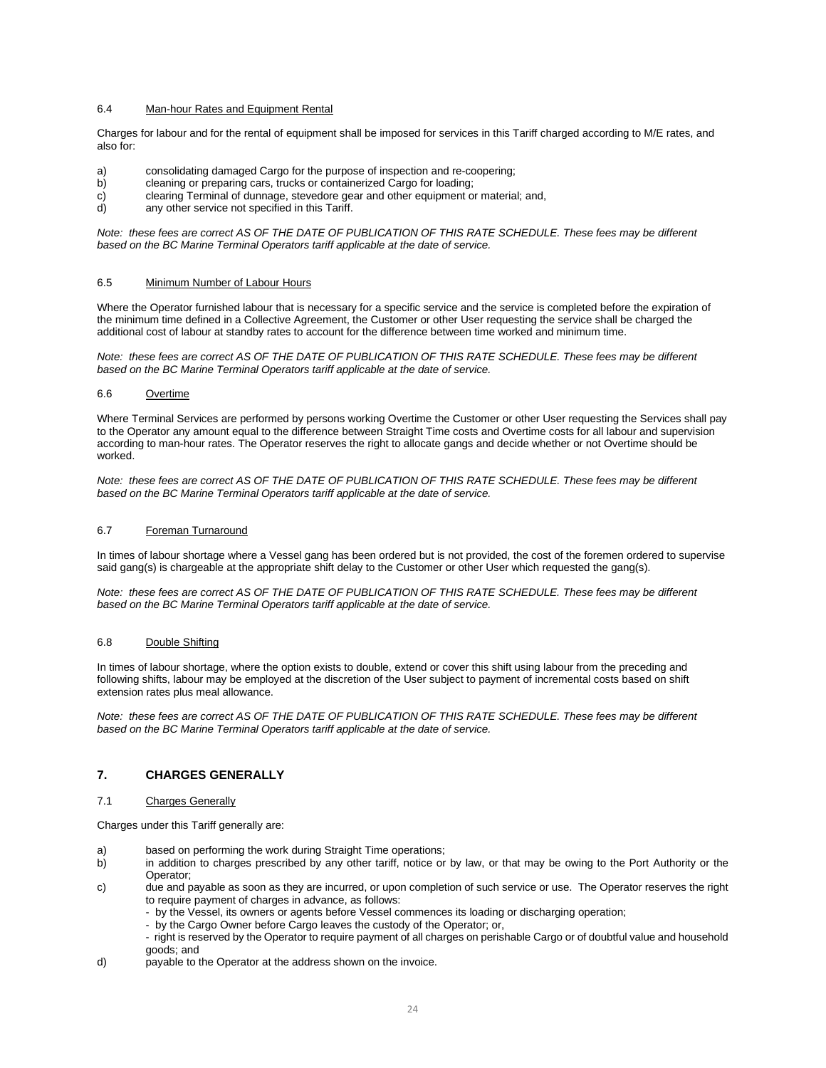### 6.4 Man-hour Rates and Equipment Rental

Charges for labour and for the rental of equipment shall be imposed for services in this Tariff charged according to M/E rates, and also for:

a) consolidating damaged Cargo for the purpose of inspection and re-coopering;
b) cleaning or preparing cars, trucks or containerized Cargo for loading;
c) clearing Terminal of dunnage, stevedore gear and other equipment or material; and,
d) any other service not specified in this Tariff.

*Note: these fees are correct AS OF THE DATE OF PUBLICATION OF THIS RATE SCHEDULE. These fees may be different based on the BC Marine Terminal Operators tariff applicable at the date of service.*

### 6.5 Minimum Number of Labour Hours

Where the Operator furnished labour that is necessary for a specific service and the service is completed before the expiration of the minimum time defined in a Collective Agreement, the Customer or other User requesting the service shall be charged the additional cost of labour at standby rates to account for the difference between time worked and minimum time.

*Note: these fees are correct AS OF THE DATE OF PUBLICATION OF THIS RATE SCHEDULE. These fees may be different based on the BC Marine Terminal Operators tariff applicable at the date of service.*

### 6.6 Overtime

Where Terminal Services are performed by persons working Overtime the Customer or other User requesting the Services shall pay to the Operator any amount equal to the difference between Straight Time costs and Overtime costs for all labour and supervision according to man-hour rates. The Operator reserves the right to allocate gangs and decide whether or not Overtime should be worked.

*Note: these fees are correct AS OF THE DATE OF PUBLICATION OF THIS RATE SCHEDULE. These fees may be different based on the BC Marine Terminal Operators tariff applicable at the date of service.*

### 6.7 Foreman Turnaround

In times of labour shortage where a Vessel gang has been ordered but is not provided, the cost of the foremen ordered to supervise said gang(s) is chargeable at the appropriate shift delay to the Customer or other User which requested the gang(s).

*Note: these fees are correct AS OF THE DATE OF PUBLICATION OF THIS RATE SCHEDULE. These fees may be different based on the BC Marine Terminal Operators tariff applicable at the date of service.*

### 6.8 Double Shifting

In times of labour shortage, where the option exists to double, extend or cover this shift using labour from the preceding and following shifts, labour may be employed at the discretion of the User subject to payment of incremental costs based on shift extension rates plus meal allowance.

*Note: these fees are correct AS OF THE DATE OF PUBLICATION OF THIS RATE SCHEDULE. These fees may be different based on the BC Marine Terminal Operators tariff applicable at the date of service.*

## 7. CHARGES GENERALLY

### 7.1 Charges Generally

Charges under this Tariff generally are:

a) based on performing the work during Straight Time operations;
b) in addition to charges prescribed by any other tariff, notice or by law, or that may be owing to the Port Authority or the Operator;
c) due and payable as soon as they are incurred, or upon completion of such service or use. The Operator reserves the right to require payment of charges in advance, as follows:
   - by the Vessel, its owners or agents before Vessel commences its loading or discharging operation;
   - by the Cargo Owner before Cargo leaves the custody of the Operator; or,
   - right is reserved by the Operator to require payment of all charges on perishable Cargo or of doubtful value and household goods; and
d) payable to the Operator at the address shown on the invoice.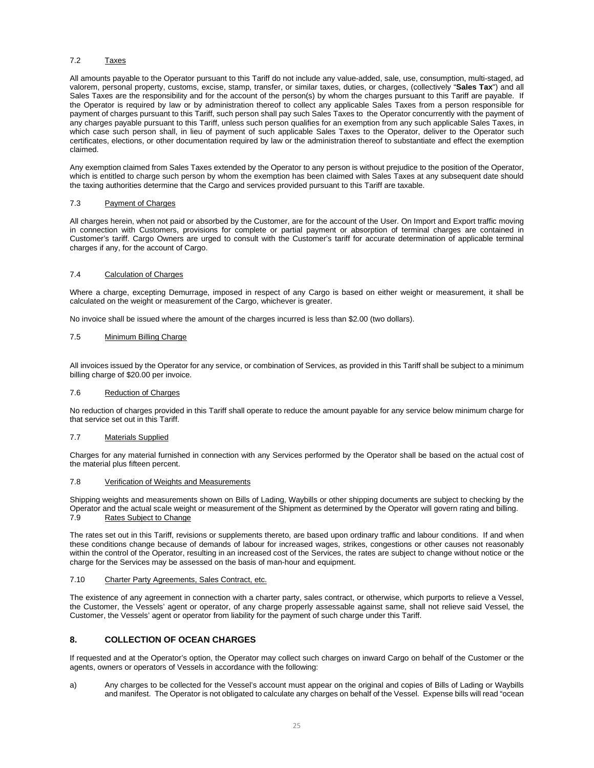### 7.2 Taxes

All amounts payable to the Operator pursuant to this Tariff do not include any value-added, sale, use, consumption, multi-staged, ad valorem, personal property, customs, excise, stamp, transfer, or similar taxes, duties, or charges, (collectively "**Sales Tax**") and all Sales Taxes are the responsibility and for the account of the person(s) by whom the charges pursuant to this Tariff are payable. If the Operator is required by law or by administration thereof to collect any applicable Sales Taxes from a person responsible for payment of charges pursuant to this Tariff, such person shall pay such Sales Taxes to the Operator concurrently with the payment of any charges payable pursuant to this Tariff, unless such person qualifies for an exemption from any such applicable Sales Taxes, in which case such person shall, in lieu of payment of such applicable Sales Taxes to the Operator, deliver to the Operator such certificates, elections, or other documentation required by law or the administration thereof to substantiate and effect the exemption claimed.

Any exemption claimed from Sales Taxes extended by the Operator to any person is without prejudice to the position of the Operator, which is entitled to charge such person by whom the exemption has been claimed with Sales Taxes at any subsequent date should the taxing authorities determine that the Cargo and services provided pursuant to this Tariff are taxable.

### 7.3 Payment of Charges

All charges herein, when not paid or absorbed by the Customer, are for the account of the User. On Import and Export traffic moving in connection with Customers, provisions for complete or partial payment or absorption of terminal charges are contained in Customer's tariff. Cargo Owners are urged to consult with the Customer's tariff for accurate determination of applicable terminal charges if any, for the account of Cargo.

### 7.4 Calculation of Charges

Where a charge, excepting Demurrage, imposed in respect of any Cargo is based on either weight or measurement, it shall be calculated on the weight or measurement of the Cargo, whichever is greater.

No invoice shall be issued where the amount of the charges incurred is less than $2.00 (two dollars).

### 7.5 Minimum Billing Charge

All invoices issued by the Operator for any service, or combination of Services, as provided in this Tariff shall be subject to a minimum billing charge of $20.00 per invoice.

### 7.6 Reduction of Charges

No reduction of charges provided in this Tariff shall operate to reduce the amount payable for any service below minimum charge for that service set out in this Tariff.

### 7.7 Materials Supplied

Charges for any material furnished in connection with any Services performed by the Operator shall be based on the actual cost of the material plus fifteen percent.

### 7.8 Verification of Weights and Measurements

Shipping weights and measurements shown on Bills of Lading, Waybills or other shipping documents are subject to checking by the Operator and the actual scale weight or measurement of the Shipment as determined by the Operator will govern rating and billing.

### 7.9 Rates Subject to Change

The rates set out in this Tariff, revisions or supplements thereto, are based upon ordinary traffic and labour conditions. If and when these conditions change because of demands of labour for increased wages, strikes, congestions or other causes not reasonably within the control of the Operator, resulting in an increased cost of the Services, the rates are subject to change without notice or the charge for the Services may be assessed on the basis of man-hour and equipment.

### 7.10 Charter Party Agreements, Sales Contract, etc.

The existence of any agreement in connection with a charter party, sales contract, or otherwise, which purports to relieve a Vessel, the Customer, the Vessels' agent or operator, of any charge properly assessable against same, shall not relieve said Vessel, the Customer, the Vessels' agent or operator from liability for the payment of such charge under this Tariff.

## 8. COLLECTION OF OCEAN CHARGES

If requested and at the Operator's option, the Operator may collect such charges on inward Cargo on behalf of the Customer or the agents, owners or operators of Vessels in accordance with the following:

a) Any charges to be collected for the Vessel's account must appear on the original and copies of Bills of Lading or Waybills and manifest. The Operator is not obligated to calculate any charges on behalf of the Vessel. Expense bills will read "ocean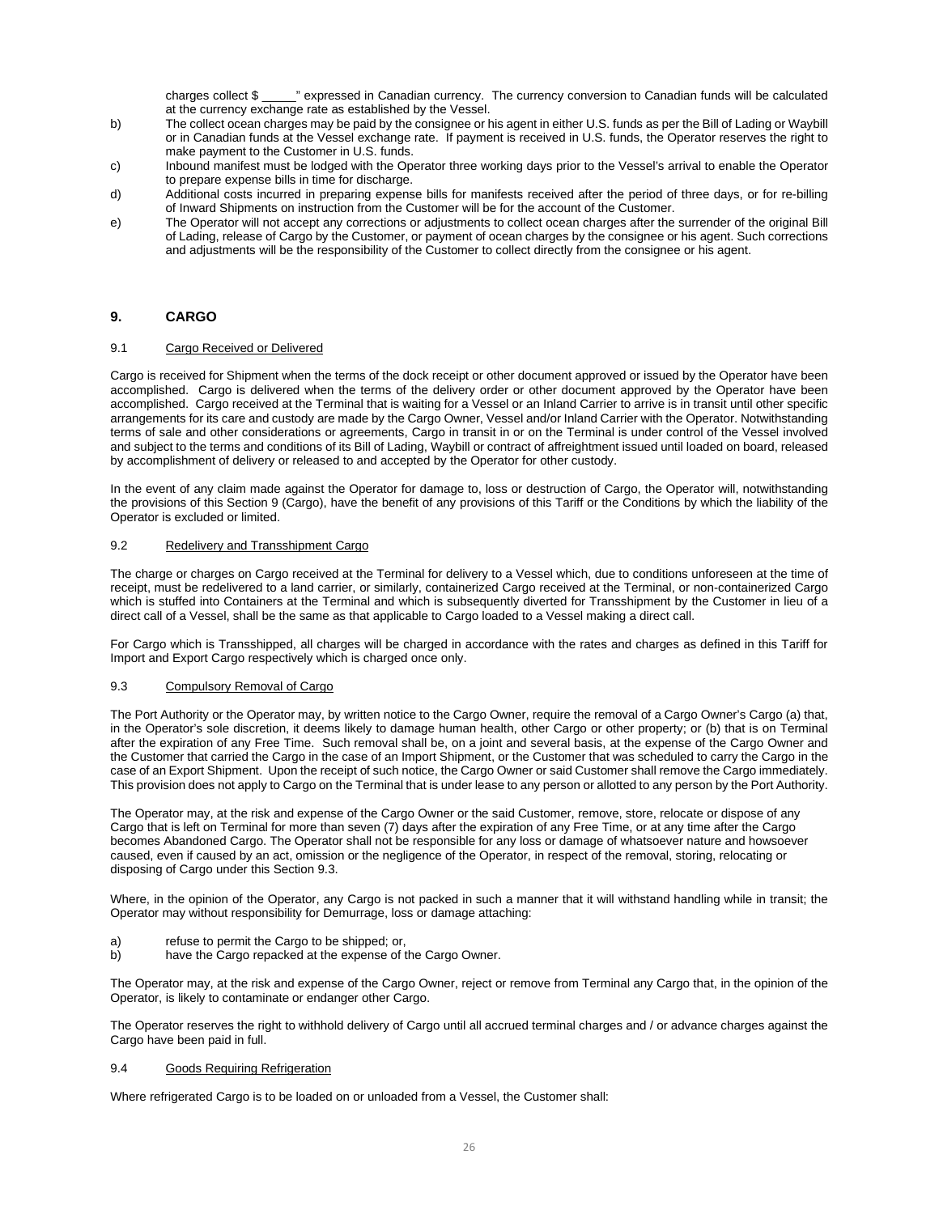charges collect $ _____" expressed in Canadian currency. The currency conversion to Canadian funds will be calculated at the currency exchange rate as established by the Vessel.

b) The collect ocean charges may be paid by the consignee or his agent in either U.S. funds as per the Bill of Lading or Waybill or in Canadian funds at the Vessel exchange rate. If payment is received in U.S. funds, the Operator reserves the right to make payment to the Customer in U.S. funds.

c) Inbound manifest must be lodged with the Operator three working days prior to the Vessel's arrival to enable the Operator to prepare expense bills in time for discharge.

d) Additional costs incurred in preparing expense bills for manifests received after the period of three days, or for re-billing of Inward Shipments on instruction from the Customer will be for the account of the Customer.

e) The Operator will not accept any corrections or adjustments to collect ocean charges after the surrender of the original Bill of Lading, release of Cargo by the Customer, or payment of ocean charges by the consignee or his agent. Such corrections and adjustments will be the responsibility of the Customer to collect directly from the consignee or his agent.

## 9. CARGO

### 9.1 Cargo Received or Delivered

Cargo is received for Shipment when the terms of the dock receipt or other document approved or issued by the Operator have been accomplished. Cargo is delivered when the terms of the delivery order or other document approved by the Operator have been accomplished. Cargo received at the Terminal that is waiting for a Vessel or an Inland Carrier to arrive is in transit until other specific arrangements for its care and custody are made by the Cargo Owner, Vessel and/or Inland Carrier with the Operator. Notwithstanding terms of sale and other considerations or agreements, Cargo in transit in or on the Terminal is under control of the Vessel involved and subject to the terms and conditions of its Bill of Lading, Waybill or contract of affreightment issued until loaded on board, released by accomplishment of delivery or released to and accepted by the Operator for other custody.

In the event of any claim made against the Operator for damage to, loss or destruction of Cargo, the Operator will, notwithstanding the provisions of this Section 9 (Cargo), have the benefit of any provisions of this Tariff or the Conditions by which the liability of the Operator is excluded or limited.

### 9.2 Redelivery and Transshipment Cargo

The charge or charges on Cargo received at the Terminal for delivery to a Vessel which, due to conditions unforeseen at the time of receipt, must be redelivered to a land carrier, or similarly, containerized Cargo received at the Terminal, or non-containerized Cargo which is stuffed into Containers at the Terminal and which is subsequently diverted for Transshipment by the Customer in lieu of a direct call of a Vessel, shall be the same as that applicable to Cargo loaded to a Vessel making a direct call.

For Cargo which is Transshipped, all charges will be charged in accordance with the rates and charges as defined in this Tariff for Import and Export Cargo respectively which is charged once only.

### 9.3 Compulsory Removal of Cargo

The Port Authority or the Operator may, by written notice to the Cargo Owner, require the removal of a Cargo Owner's Cargo (a) that, in the Operator's sole discretion, it deems likely to damage human health, other Cargo or other property; or (b) that is on Terminal after the expiration of any Free Time. Such removal shall be, on a joint and several basis, at the expense of the Cargo Owner and the Customer that carried the Cargo in the case of an Import Shipment, or the Customer that was scheduled to carry the Cargo in the case of an Export Shipment. Upon the receipt of such notice, the Cargo Owner or said Customer shall remove the Cargo immediately. This provision does not apply to Cargo on the Terminal that is under lease to any person or allotted to any person by the Port Authority.

The Operator may, at the risk and expense of the Cargo Owner or the said Customer, remove, store, relocate or dispose of any Cargo that is left on Terminal for more than seven (7) days after the expiration of any Free Time, or at any time after the Cargo becomes Abandoned Cargo. The Operator shall not be responsible for any loss or damage of whatsoever nature and howsoever caused, even if caused by an act, omission or the negligence of the Operator, in respect of the removal, storing, relocating or disposing of Cargo under this Section 9.3.

Where, in the opinion of the Operator, any Cargo is not packed in such a manner that it will withstand handling while in transit; the Operator may without responsibility for Demurrage, loss or damage attaching:

a) refuse to permit the Cargo to be shipped; or,
b) have the Cargo repacked at the expense of the Cargo Owner.

The Operator may, at the risk and expense of the Cargo Owner, reject or remove from Terminal any Cargo that, in the opinion of the Operator, is likely to contaminate or endanger other Cargo.

The Operator reserves the right to withhold delivery of Cargo until all accrued terminal charges and / or advance charges against the Cargo have been paid in full.

### 9.4 Goods Requiring Refrigeration

Where refrigerated Cargo is to be loaded on or unloaded from a Vessel, the Customer shall: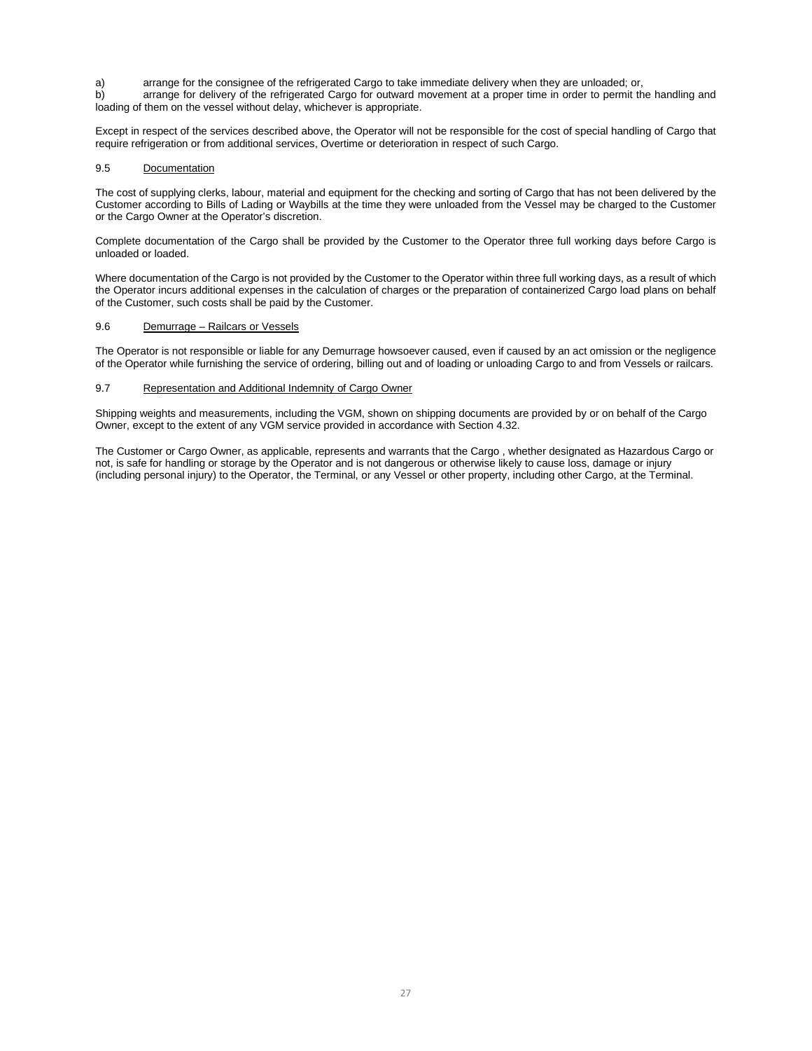a) arrange for the consignee of the refrigerated Cargo to take immediate delivery when they are unloaded; or,

b) arrange for delivery of the refrigerated Cargo for outward movement at a proper time in order to permit the handling and loading of them on the vessel without delay, whichever is appropriate.

Except in respect of the services described above, the Operator will not be responsible for the cost of special handling of Cargo that require refrigeration or from additional services, Overtime or deterioration in respect of such Cargo.

### 9.5 Documentation

The cost of supplying clerks, labour, material and equipment for the checking and sorting of Cargo that has not been delivered by the Customer according to Bills of Lading or Waybills at the time they were unloaded from the Vessel may be charged to the Customer or the Cargo Owner at the Operator's discretion.

Complete documentation of the Cargo shall be provided by the Customer to the Operator three full working days before Cargo is unloaded or loaded.

Where documentation of the Cargo is not provided by the Customer to the Operator within three full working days, as a result of which the Operator incurs additional expenses in the calculation of charges or the preparation of containerized Cargo load plans on behalf of the Customer, such costs shall be paid by the Customer.

### 9.6 Demurrage – Railcars or Vessels

The Operator is not responsible or liable for any Demurrage howsoever caused, even if caused by an act omission or the negligence of the Operator while furnishing the service of ordering, billing out and of loading or unloading Cargo to and from Vessels or railcars.

### 9.7 Representation and Additional Indemnity of Cargo Owner

Shipping weights and measurements, including the VGM, shown on shipping documents are provided by or on behalf of the Cargo Owner, except to the extent of any VGM service provided in accordance with Section 4.32.

The Customer or Cargo Owner, as applicable, represents and warrants that the Cargo , whether designated as Hazardous Cargo or not, is safe for handling or storage by the Operator and is not dangerous or otherwise likely to cause loss, damage or injury (including personal injury) to the Operator, the Terminal, or any Vessel or other property, including other Cargo, at the Terminal.